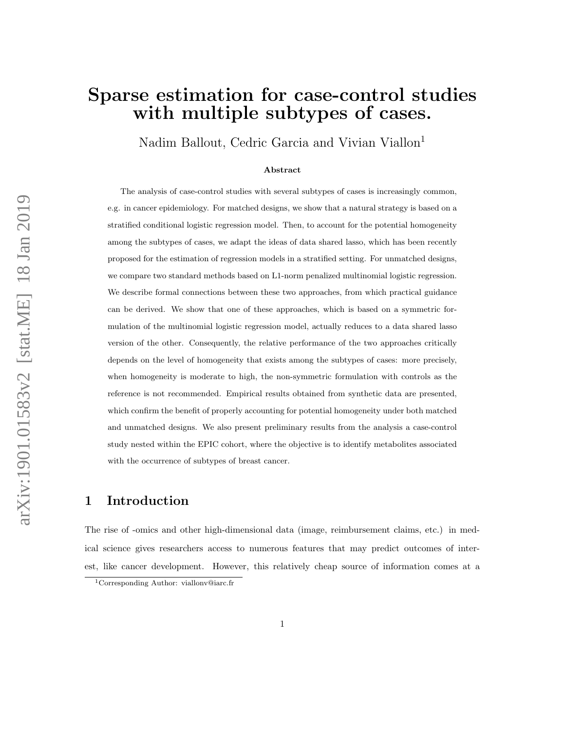# Sparse estimation for case-control studies with multiple subtypes of cases.

Nadim Ballout, Cedric Garcia and Vivian Viallon[1]

**Abstract**

The analysis of case-control studies with several subtypes of cases is increasingly common, e.g. in cancer epidemiology. For matched designs, we show that a natural strategy is based on a stratified conditional logistic regression model. Then, to account for the potential homogeneity among the subtypes of cases, we adapt the ideas of data shared lasso, which has been recently proposed for the estimation of regression models in a stratified setting. For unmatched designs, we compare two standard methods based on L1-norm penalized multinomial logistic regression. We describe formal connections between these two approaches, from which practical guidance can be derived. We show that one of these approaches, which is based on a symmetric formulation of the multinomial logistic regression model, actually reduces to a data shared lasso version of the other. Consequently, the relative performance of the two approaches critically depends on the level of homogeneity that exists among the subtypes of cases: more precisely, when homogeneity is moderate to high, the non-symmetric formulation with controls as the reference is not recommended. Empirical results obtained from synthetic data are presented, which confirm the benefit of properly accounting for potential homogeneity under both matched and unmatched designs. We also present preliminary results from the analysis a case-control study nested within the EPIC cohort, where the objective is to identify metabolites associated with the occurrence of subtypes of breast cancer.

## 1 Introduction

The rise of -omics and other high-dimensional data (image, reimbursement claims, etc.) in medical science gives researchers access to numerous features that may predict outcomes of interest, like cancer development. However, this relatively cheap source of information comes at a

[1] Corresponding Author: viallonv@iarc.fr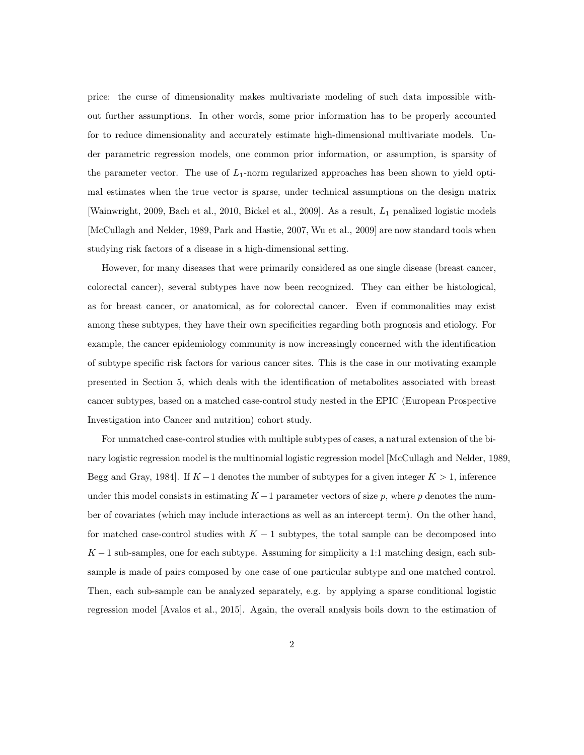price: the curse of dimensionality makes multivariate modeling of such data impossible without further assumptions. In other words, some prior information has to be properly accounted for to reduce dimensionality and accurately estimate high-dimensional multivariate models. Under parametric regression models, one common prior information, or assumption, is sparsity of the parameter vector. The use of $L_1$-norm regularized approaches has been shown to yield optimal estimates when the true vector is sparse, under technical assumptions on the design matrix [Wainwright, 2009, Bach et al., 2010, Bickel et al., 2009]. As a result, $L_1$ penalized logistic models [McCullagh and Nelder, 1989, Park and Hastie, 2007, Wu et al., 2009] are now standard tools when studying risk factors of a disease in a high-dimensional setting.

However, for many diseases that were primarily considered as one single disease (breast cancer, colorectal cancer), several subtypes have now been recognized. They can either be histological, as for breast cancer, or anatomical, as for colorectal cancer. Even if commonalities may exist among these subtypes, they have their own specificities regarding both prognosis and etiology. For example, the cancer epidemiology community is now increasingly concerned with the identification of subtype specific risk factors for various cancer sites. This is the case in our motivating example presented in Section 5, which deals with the identification of metabolites associated with breast cancer subtypes, based on a matched case-control study nested in the EPIC (European Prospective Investigation into Cancer and nutrition) cohort study.

For unmatched case-control studies with multiple subtypes of cases, a natural extension of the binary logistic regression model is the multinomial logistic regression model [McCullagh and Nelder, 1989, Begg and Gray, 1984]. If $K-1$ denotes the number of subtypes for a given integer $K > 1$, inference under this model consists in estimating $K-1$ parameter vectors of size $p$, where $p$ denotes the number of covariates (which may include interactions as well as an intercept term). On the other hand, for matched case-control studies with $K-1$ subtypes, the total sample can be decomposed into $K-1$ sub-samples, one for each subtype. Assuming for simplicity a 1:1 matching design, each sub-sample is made of pairs composed by one case of one particular subtype and one matched control. Then, each sub-sample can be analyzed separately, e.g. by applying a sparse conditional logistic regression model [Avalos et al., 2015]. Again, the overall analysis boils down to the estimation of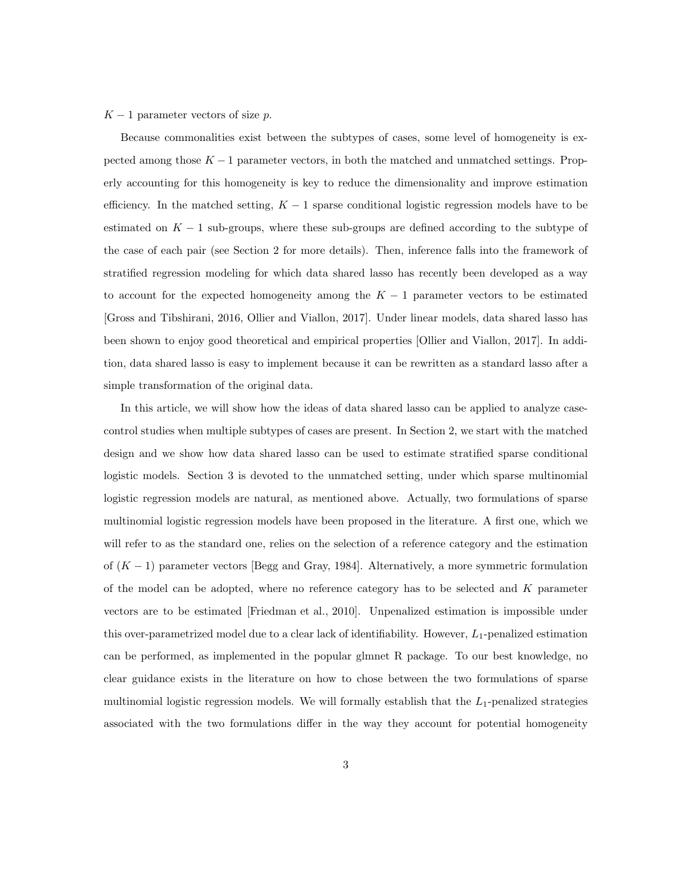$K-1$ parameter vectors of size $p$.

Because commonalities exist between the subtypes of cases, some level of homogeneity is expected among those $K-1$ parameter vectors, in both the matched and unmatched settings. Properly accounting for this homogeneity is key to reduce the dimensionality and improve estimation efficiency. In the matched setting, $K-1$ sparse conditional logistic regression models have to be estimated on $K-1$ sub-groups, where these sub-groups are defined according to the subtype of the case of each pair (see Section 2 for more details). Then, inference falls into the framework of stratified regression modeling for which data shared lasso has recently been developed as a way to account for the expected homogeneity among the $K-1$ parameter vectors to be estimated [Gross and Tibshirani, 2016, Ollier and Viallon, 2017]. Under linear models, data shared lasso has been shown to enjoy good theoretical and empirical properties [Ollier and Viallon, 2017]. In addition, data shared lasso is easy to implement because it can be rewritten as a standard lasso after a simple transformation of the original data.

In this article, we will show how the ideas of data shared lasso can be applied to analyze case-control studies when multiple subtypes of cases are present. In Section 2, we start with the matched design and we show how data shared lasso can be used to estimate stratified sparse conditional logistic models. Section 3 is devoted to the unmatched setting, under which sparse multinomial logistic regression models are natural, as mentioned above. Actually, two formulations of sparse multinomial logistic regression models have been proposed in the literature. A first one, which we will refer to as the standard one, relies on the selection of a reference category and the estimation of $(K-1)$ parameter vectors [Begg and Gray, 1984]. Alternatively, a more symmetric formulation of the model can be adopted, where no reference category has to be selected and $K$ parameter vectors are to be estimated [Friedman et al., 2010]. Unpenalized estimation is impossible under this over-parametrized model due to a clear lack of identifiability. However, $L_1$-penalized estimation can be performed, as implemented in the popular glmnet R package. To our best knowledge, no clear guidance exists in the literature on how to chose between the two formulations of sparse multinomial logistic regression models. We will formally establish that the $L_1$-penalized strategies associated with the two formulations differ in the way they account for potential homogeneity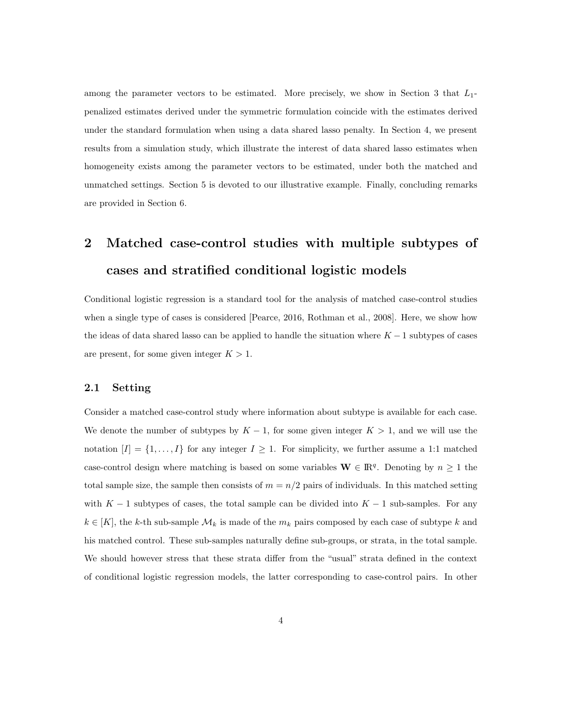among the parameter vectors to be estimated. More precisely, we show in Section 3 that $L_1$-penalized estimates derived under the symmetric formulation coincide with the estimates derived under the standard formulation when using a data shared lasso penalty. In Section 4, we present results from a simulation study, which illustrate the interest of data shared lasso estimates when homogeneity exists among the parameter vectors to be estimated, under both the matched and unmatched settings. Section 5 is devoted to our illustrative example. Finally, concluding remarks are provided in Section 6.

## 2 Matched case-control studies with multiple subtypes of cases and stratified conditional logistic models

Conditional logistic regression is a standard tool for the analysis of matched case-control studies when a single type of cases is considered [Pearce, 2016, Rothman et al., 2008]. Here, we show how the ideas of data shared lasso can be applied to handle the situation where $K-1$ subtypes of cases are present, for some given integer $K>1$.

### 2.1 Setting

Consider a matched case-control study where information about subtype is available for each case. We denote the number of subtypes by $K-1$, for some given integer $K>1$, and we will use the notation $[I]=\{1,\dots,I\}$ for any integer $I\geq 1$. For simplicity, we further assume a 1:1 matched case-control design where matching is based on some variables $\mathbf{W}\in\mathbb{R}^q$. Denoting by $n\geq 1$ the total sample size, the sample then consists of $m=n/2$ pairs of individuals. In this matched setting with $K-1$ subtypes of cases, the total sample can be divided into $K-1$ sub-samples. For any $k\in[K]$, the $k$-th sub-sample $\mathcal{M}_k$ is made of the $m_k$ pairs composed by each case of subtype $k$ and his matched control. These sub-samples naturally define sub-groups, or strata, in the total sample. We should however stress that these strata differ from the "usual" strata defined in the context of conditional logistic regression models, the latter corresponding to case-control pairs. In other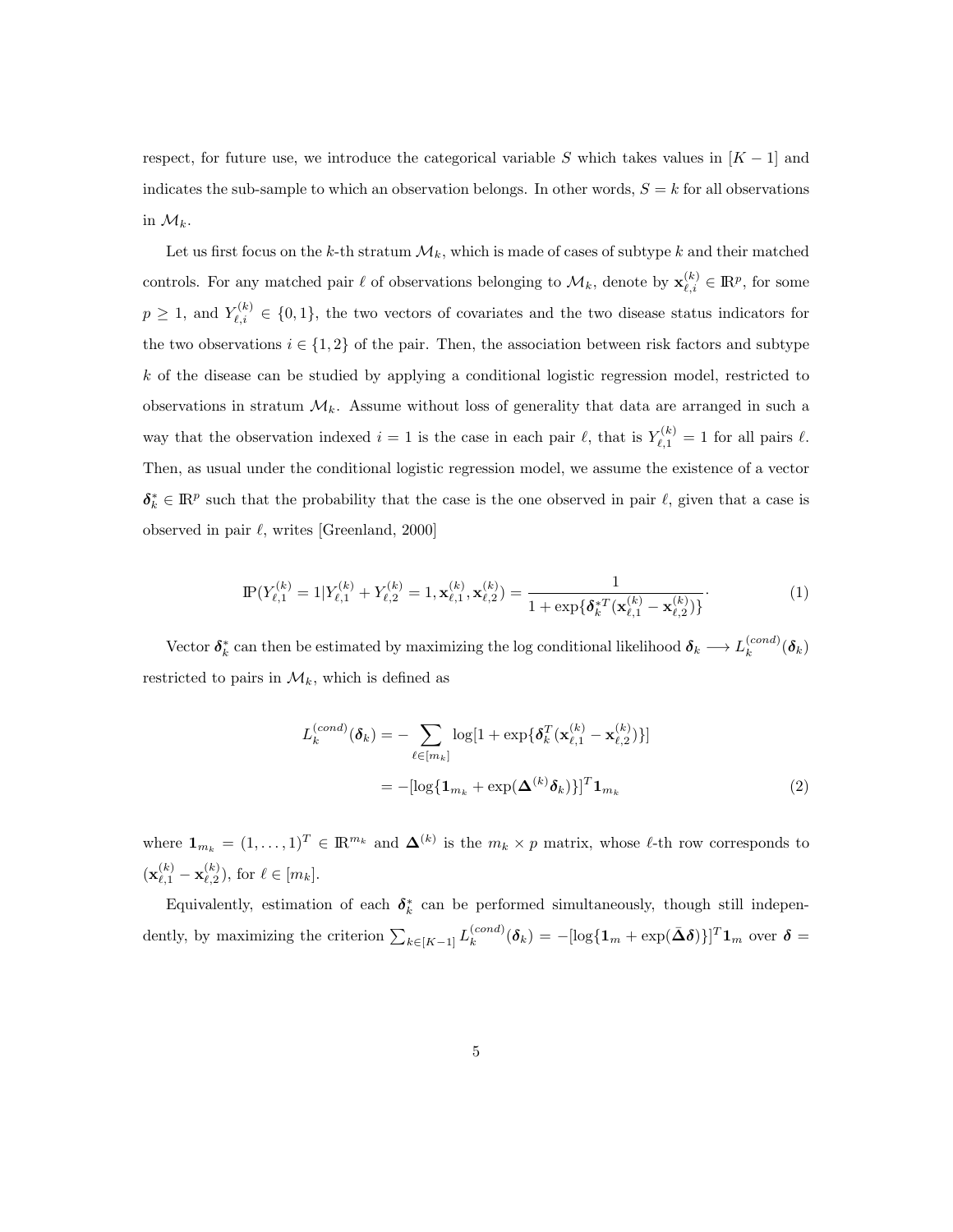respect, for future use, we introduce the categorical variable $S$ which takes values in $[K-1]$ and indicates the sub-sample to which an observation belongs. In other words, $S = k$ for all observations in $\mathcal{M}_k$.

Let us first focus on the $k$-th stratum $\mathcal{M}_k$, which is made of cases of subtype $k$ and their matched controls. For any matched pair $\ell$ of observations belonging to $\mathcal{M}_k$, denote by $\mathbf{x}_{\ell,i}^{(k)} \in \mathbb{R}^p$, for some $p \geq 1$, and $Y_{\ell,i}^{(k)} \in \{0,1\}$, the two vectors of covariates and the two disease status indicators for the two observations $i \in \{1,2\}$ of the pair. Then, the association between risk factors and subtype $k$ of the disease can be studied by applying a conditional logistic regression model, restricted to observations in stratum $\mathcal{M}_k$. Assume without loss of generality that data are arranged in such a way that the observation indexed $i = 1$ is the case in each pair $\ell$, that is $Y_{\ell,1}^{(k)} = 1$ for all pairs $\ell$. Then, as usual under the conditional logistic regression model, we assume the existence of a vector $\boldsymbol{\delta}_k^* \in \mathbb{R}^p$ such that the probability that the case is the one observed in pair $\ell$, given that a case is observed in pair $\ell$, writes [Greenland, 2000]

$$
\mathbb{P}(Y_{\ell,1}^{(k)} = 1 | Y_{\ell,1}^{(k)} + Y_{\ell,2}^{(k)} = 1, \mathbf{x}_{\ell,1}^{(k)}, \mathbf{x}_{\ell,2}^{(k)}) = \frac{1}{1 + \exp\{\boldsymbol{\delta}_k^{*T}(\mathbf{x}_{\ell,1}^{(k)} - \mathbf{x}_{\ell,2}^{(k)})\}}. \tag{1}
$$

Vector $\boldsymbol{\delta}_k^*$ can then be estimated by maximizing the log conditional likelihood $\boldsymbol{\delta}_k \longrightarrow L_k^{(cond)}(\boldsymbol{\delta}_k)$ restricted to pairs in $\mathcal{M}_k$, which is defined as

$$
\begin{aligned}
L_k^{(cond)}(\boldsymbol{\delta}_k) &= -\sum_{\ell \in [m_k]} \log[1 + \exp\{\boldsymbol{\delta}_k^T(\mathbf{x}_{\ell,1}^{(k)} - \mathbf{x}_{\ell,2}^{(k)})\}] \\
&= -[\log\{\mathbf{1}_{m_k} + \exp(\boldsymbol{\Delta}^{(k)}\boldsymbol{\delta}_k)\}]^T \mathbf{1}_{m_k}
\end{aligned} \tag{2}
$$

where $\mathbf{1}_{m_k} = (1, \ldots, 1)^T \in \mathbb{R}^{m_k}$ and $\boldsymbol{\Delta}^{(k)}$ is the $m_k \times p$ matrix, whose $\ell$-th row corresponds to $(\mathbf{x}_{\ell,1}^{(k)} - \mathbf{x}_{\ell,2}^{(k)})$, for $\ell \in [m_k]$.

Equivalently, estimation of each $\boldsymbol{\delta}_k^*$ can be performed simultaneously, though still independently, by maximizing the criterion $\sum_{k \in [K-1]} L_k^{(cond)}(\boldsymbol{\delta}_k) = -[\log\{\mathbf{1}_m + \exp(\bar{\boldsymbol{\Delta}}\boldsymbol{\delta})\}]^T \mathbf{1}_m$ over $\boldsymbol{\delta} =$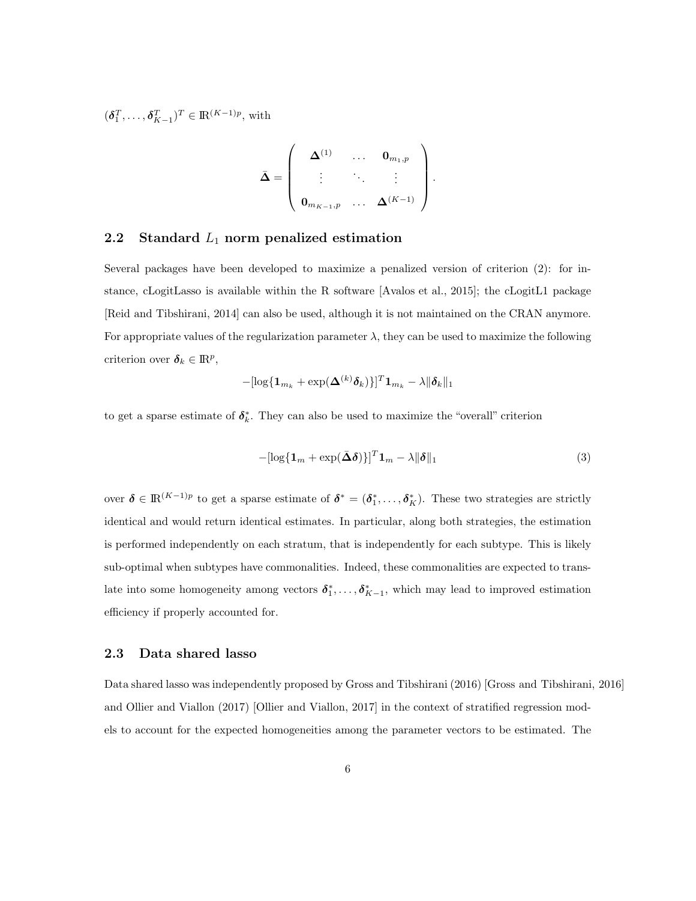$(\boldsymbol{\delta}_1^T, \ldots, \boldsymbol{\delta}_{K-1}^T)^T \in \mathbb{R}^{(K-1)p}$, with

$$\bar{\boldsymbol{\Delta}} = \begin{pmatrix} \boldsymbol{\Delta}^{(1)} & \ldots & \mathbf{0}_{m_1,p} \\ \vdots & \ddots & \vdots \\ \mathbf{0}_{m_{K-1},p} & \ldots & \boldsymbol{\Delta}^{(K-1)} \end{pmatrix}.$$

## 2.2 Standard $L_1$ norm penalized estimation

Several packages have been developed to maximize a penalized version of criterion (2): for instance, cLogitLasso is available within the R software [Avalos et al., 2015]; the cLogitL1 package [Reid and Tibshirani, 2014] can also be used, although it is not maintained on the CRAN anymore. For appropriate values of the regularization parameter $\lambda$, they can be used to maximize the following criterion over $\boldsymbol{\delta}_k \in \mathbb{R}^p$,

$$-[\log\{\mathbf{1}_{m_k} + \exp(\boldsymbol{\Delta}^{(k)}\boldsymbol{\delta}_k)\}]^T \mathbf{1}_{m_k} - \lambda \|\boldsymbol{\delta}_k\|_1$$

to get a sparse estimate of $\boldsymbol{\delta}_k^*$. They can also be used to maximize the "overall" criterion

$$-[\log\{\mathbf{1}_m + \exp(\bar{\boldsymbol{\Delta}}\boldsymbol{\delta})\}]^T \mathbf{1}_m - \lambda \|\boldsymbol{\delta}\|_1 \tag{3}$$

over $\boldsymbol{\delta} \in \mathbb{R}^{(K-1)p}$ to get a sparse estimate of $\boldsymbol{\delta}^* = (\boldsymbol{\delta}_1^*, \ldots, \boldsymbol{\delta}_K^*)$. These two strategies are strictly identical and would return identical estimates. In particular, along both strategies, the estimation is performed independently on each stratum, that is independently for each subtype. This is likely sub-optimal when subtypes have commonalities. Indeed, these commonalities are expected to translate into some homogeneity among vectors $\boldsymbol{\delta}_1^*, \ldots, \boldsymbol{\delta}_{K-1}^*$, which may lead to improved estimation efficiency if properly accounted for.

## 2.3 Data shared lasso

Data shared lasso was independently proposed by Gross and Tibshirani (2016) [Gross and Tibshirani, 2016] and Ollier and Viallon (2017) [Ollier and Viallon, 2017] in the context of stratified regression models to account for the expected homogeneities among the parameter vectors to be estimated. The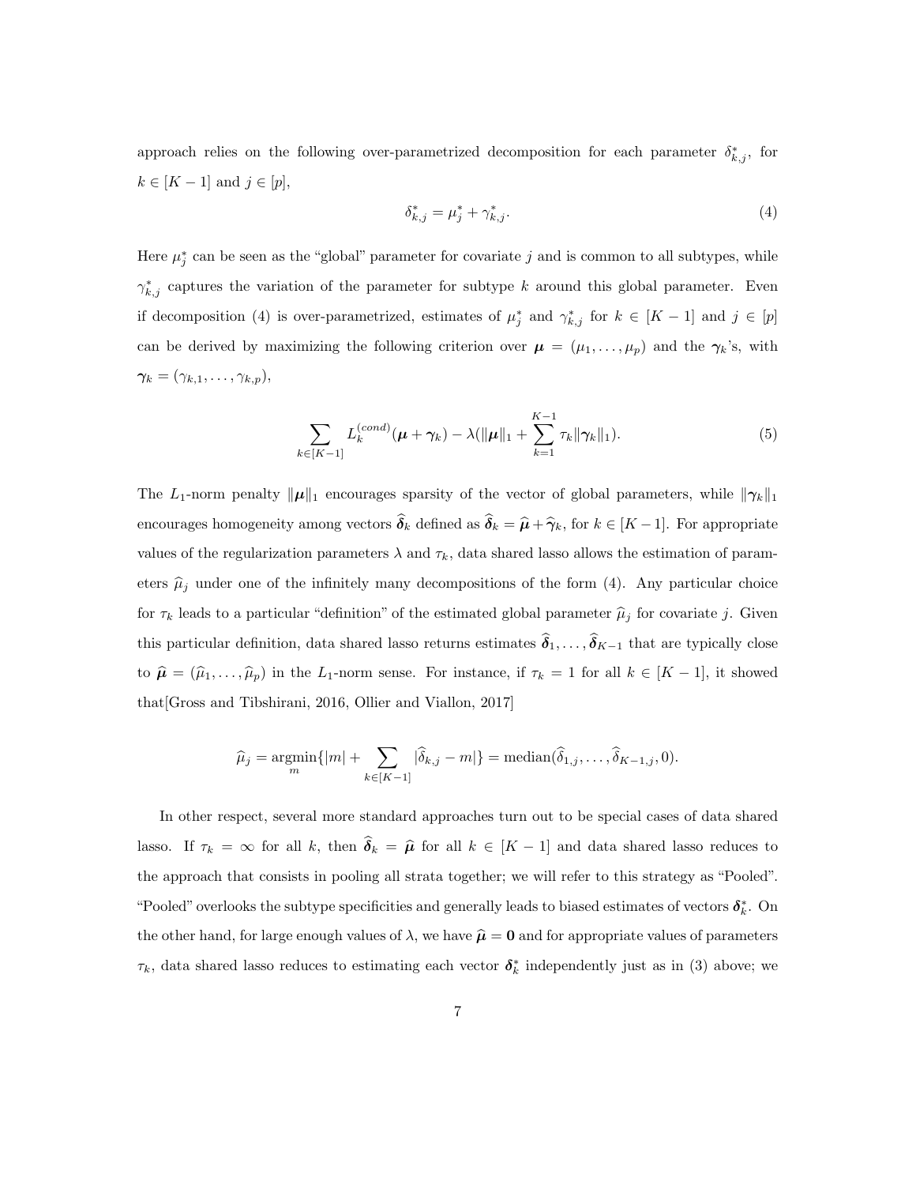approach relies on the following over-parametrized decomposition for each parameter $\delta^*_{k,j}$, for $k \in [K-1]$ and $j \in [p]$,

$$\delta^*_{k,j} = \mu^*_j + \gamma^*_{k,j}. \tag{4}$$

Here $\mu^*_j$ can be seen as the "global" parameter for covariate $j$ and is common to all subtypes, while $\gamma^*_{k,j}$ captures the variation of the parameter for subtype $k$ around this global parameter. Even if decomposition (4) is over-parametrized, estimates of $\mu^*_j$ and $\gamma^*_{k,j}$ for $k \in [K-1]$ and $j \in [p]$ can be derived by maximizing the following criterion over $\boldsymbol{\mu} = (\mu_1, \ldots, \mu_p)$ and the $\boldsymbol{\gamma}_k$'s, with $\boldsymbol{\gamma}_k = (\gamma_{k,1}, \ldots, \gamma_{k,p})$,

$$\sum_{k \in [K-1]} L_k^{(cond)}(\boldsymbol{\mu} + \boldsymbol{\gamma}_k) - \lambda(\|\boldsymbol{\mu}\|_1 + \sum_{k=1}^{K-1} \tau_k \|\boldsymbol{\gamma}_k\|_1). \tag{5}$$

The $L_1$-norm penalty $\|\boldsymbol{\mu}\|_1$ encourages sparsity of the vector of global parameters, while $\|\boldsymbol{\gamma}_k\|_1$ encourages homogeneity among vectors $\widehat{\boldsymbol{\delta}}_k$ defined as $\widehat{\boldsymbol{\delta}}_k = \widehat{\boldsymbol{\mu}} + \widehat{\boldsymbol{\gamma}}_k$, for $k \in [K-1]$. For appropriate values of the regularization parameters $\lambda$ and $\tau_k$, data shared lasso allows the estimation of parameters $\widehat{\mu}_j$ under one of the infinitely many decompositions of the form (4). Any particular choice for $\tau_k$ leads to a particular "definition" of the estimated global parameter $\widehat{\mu}_j$ for covariate $j$. Given this particular definition, data shared lasso returns estimates $\widehat{\boldsymbol{\delta}}_1, \ldots, \widehat{\boldsymbol{\delta}}_{K-1}$ that are typically close to $\widehat{\boldsymbol{\mu}} = (\widehat{\mu}_1, \ldots, \widehat{\mu}_p)$ in the $L_1$-norm sense. For instance, if $\tau_k = 1$ for all $k \in [K-1]$, it showed that[Gross and Tibshirani, 2016, Ollier and Viallon, 2017]

$$\widehat{\mu}_j = \underset{m}{\operatorname{argmin}}\{|m| + \sum_{k \in [K-1]} |\widehat{\delta}_{k,j} - m|\} = \operatorname{median}(\widehat{\delta}_{1,j}, \ldots, \widehat{\delta}_{K-1,j}, 0).$$

In other respect, several more standard approaches turn out to be special cases of data shared lasso. If $\tau_k = \infty$ for all $k$, then $\widehat{\boldsymbol{\delta}}_k = \widehat{\boldsymbol{\mu}}$ for all $k \in [K-1]$ and data shared lasso reduces to the approach that consists in pooling all strata together; we will refer to this strategy as "Pooled". "Pooled" overlooks the subtype specificities and generally leads to biased estimates of vectors $\boldsymbol{\delta}^*_k$. On the other hand, for large enough values of $\lambda$, we have $\widehat{\boldsymbol{\mu}} = \mathbf{0}$ and for appropriate values of parameters $\tau_k$, data shared lasso reduces to estimating each vector $\boldsymbol{\delta}^*_k$ independently just as in (3) above; we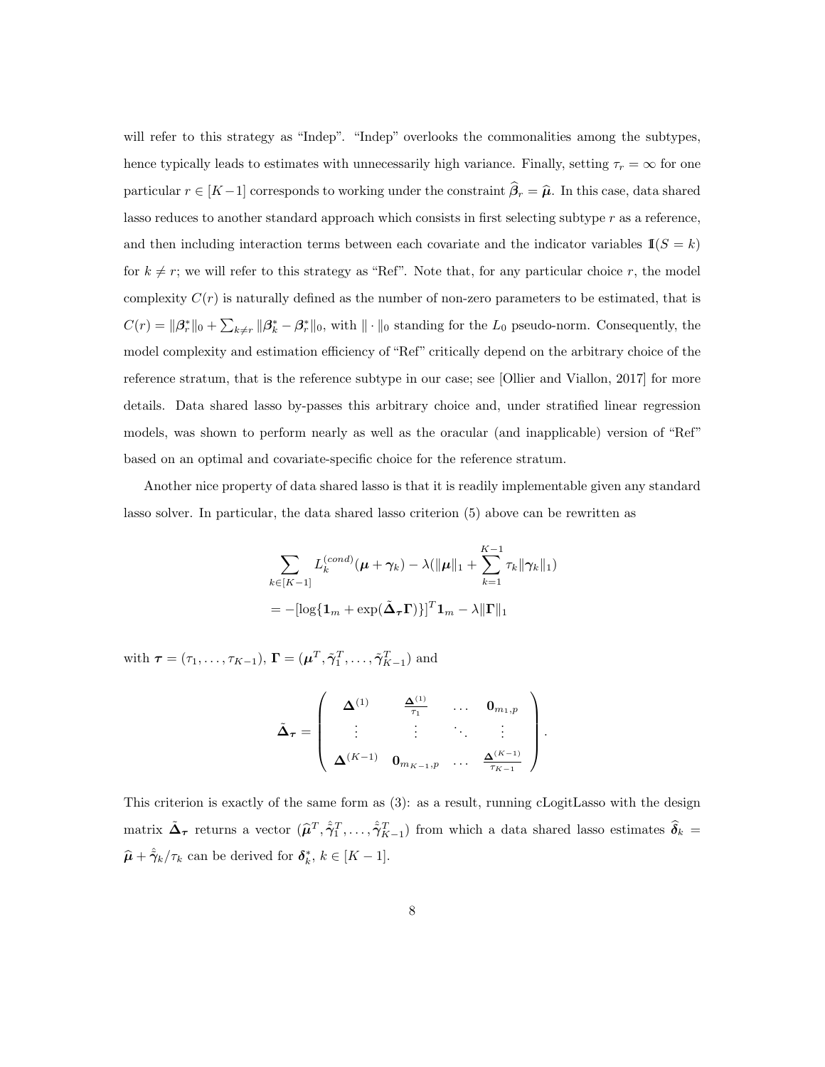will refer to this strategy as "Indep". "Indep" overlooks the commonalities among the subtypes, hence typically leads to estimates with unnecessarily high variance. Finally, setting $\tau_r = \infty$ for one particular $r \in [K-1]$ corresponds to working under the constraint $\widehat{\boldsymbol{\beta}}_r = \widehat{\boldsymbol{\mu}}$. In this case, data shared lasso reduces to another standard approach which consists in first selecting subtype $r$ as a reference, and then including interaction terms between each covariate and the indicator variables $\mathbb{I}(S = k)$ for $k \neq r$; we will refer to this strategy as "Ref". Note that, for any particular choice $r$, the model complexity $C(r)$ is naturally defined as the number of non-zero parameters to be estimated, that is $C(r) = \|\boldsymbol{\beta}_r^*\|_0 + \sum_{k \neq r} \|\boldsymbol{\beta}_k^* - \boldsymbol{\beta}_r^*\|_0$, with $\|\cdot\|_0$ standing for the $L_0$ pseudo-norm. Consequently, the model complexity and estimation efficiency of "Ref" critically depend on the arbitrary choice of the reference stratum, that is the reference subtype in our case; see [Ollier and Viallon, 2017] for more details. Data shared lasso by-passes this arbitrary choice and, under stratified linear regression models, was shown to perform nearly as well as the oracular (and inapplicable) version of "Ref" based on an optimal and covariate-specific choice for the reference stratum.

Another nice property of data shared lasso is that it is readily implementable given any standard lasso solver. In particular, the data shared lasso criterion (5) above can be rewritten as

$$
\begin{aligned}
&\sum_{k \in [K-1]} L_k^{(cond)}(\boldsymbol{\mu} + \boldsymbol{\gamma}_k) - \lambda(\|\boldsymbol{\mu}\|_1 + \sum_{k=1}^{K-1} \tau_k \|\boldsymbol{\gamma}_k\|_1) \\
&= -[\log\{\mathbf{1}_m + \exp(\tilde{\boldsymbol{\Delta}}_{\boldsymbol{\tau}} \boldsymbol{\Gamma})\}]^T \mathbf{1}_m - \lambda \|\boldsymbol{\Gamma}\|_1
\end{aligned}
$$

with $\boldsymbol{\tau} = (\tau_1, \ldots, \tau_{K-1})$, $\boldsymbol{\Gamma} = (\boldsymbol{\mu}^T, \tilde{\boldsymbol{\gamma}}_1^T, \ldots, \tilde{\boldsymbol{\gamma}}_{K-1}^T)$ and

$$
\tilde{\boldsymbol{\Delta}}_{\boldsymbol{\tau}} = \begin{pmatrix} \boldsymbol{\Delta}^{(1)} & \frac{\boldsymbol{\Delta}^{(1)}}{\tau_1} & \cdots & \mathbf{0}_{m_1,p} \\ \vdots & \vdots & \ddots & \vdots \\ \boldsymbol{\Delta}^{(K-1)} & \mathbf{0}_{m_{K-1},p} & \cdots & \frac{\boldsymbol{\Delta}^{(K-1)}}{\tau_{K-1}} \end{pmatrix}.
$$

This criterion is exactly of the same form as (3): as a result, running cLogitLasso with the design matrix $\tilde{\boldsymbol{\Delta}}_{\boldsymbol{\tau}}$ returns a vector $(\widehat{\boldsymbol{\mu}}^T, \hat{\tilde{\boldsymbol{\gamma}}}_1^T, \ldots, \hat{\tilde{\boldsymbol{\gamma}}}_{K-1}^T)$ from which a data shared lasso estimates $\widehat{\boldsymbol{\delta}}_k = \widehat{\boldsymbol{\mu}} + \hat{\tilde{\boldsymbol{\gamma}}}_k / \tau_k$ can be derived for $\boldsymbol{\delta}_k^*$, $k \in [K-1]$.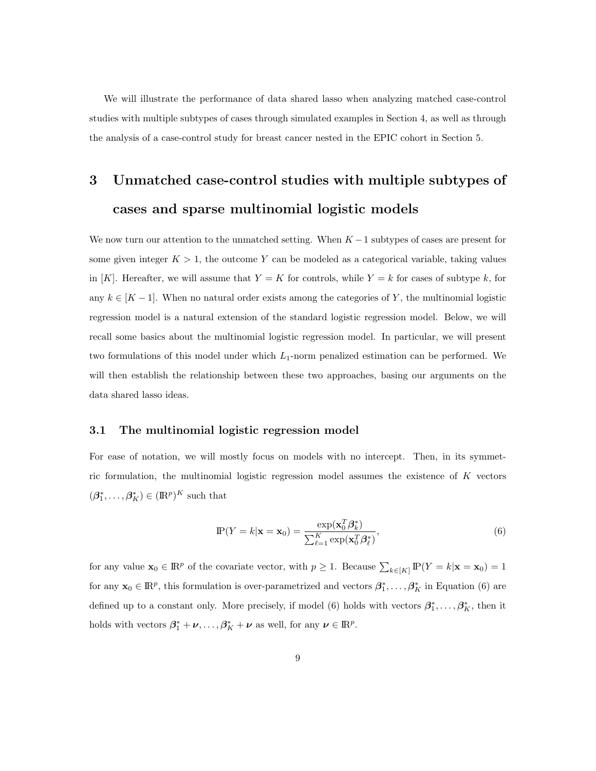We will illustrate the performance of data shared lasso when analyzing matched case-control studies with multiple subtypes of cases through simulated examples in Section 4, as well as through the analysis of a case-control study for breast cancer nested in the EPIC cohort in Section 5.

## 3 Unmatched case-control studies with multiple subtypes of cases and sparse multinomial logistic models

We now turn our attention to the unmatched setting. When $K-1$ subtypes of cases are present for some given integer $K > 1$, the outcome $Y$ can be modeled as a categorical variable, taking values in $[K]$. Hereafter, we will assume that $Y = K$ for controls, while $Y = k$ for cases of subtype $k$, for any $k \in [K-1]$. When no natural order exists among the categories of $Y$, the multinomial logistic regression model is a natural extension of the standard logistic regression model. Below, we will recall some basics about the multinomial logistic regression model. In particular, we will present two formulations of this model under which $L_1$-norm penalized estimation can be performed. We will then establish the relationship between these two approaches, basing our arguments on the data shared lasso ideas.

### 3.1 The multinomial logistic regression model

For ease of notation, we will mostly focus on models with no intercept. Then, in its symmetric formulation, the multinomial logistic regression model assumes the existence of $K$ vectors $(\boldsymbol{\beta}_1^*, \ldots, \boldsymbol{\beta}_K^*) \in (\mathbb{R}^p)^K$ such that

$$\mathbb{P}(Y = k | \mathbf{x} = \mathbf{x}_0) = \frac{\exp(\mathbf{x}_0^T \boldsymbol{\beta}_k^*)}{\sum_{\ell=1}^K \exp(\mathbf{x}_0^T \boldsymbol{\beta}_\ell^*)}, \tag{6}$$

for any value $\mathbf{x}_0 \in \mathbb{R}^p$ of the covariate vector, with $p \geq 1$. Because $\sum_{k \in [K]} \mathbb{P}(Y = k | \mathbf{x} = \mathbf{x}_0) = 1$ for any $\mathbf{x}_0 \in \mathbb{R}^p$, this formulation is over-parametrized and vectors $\boldsymbol{\beta}_1^*, \ldots, \boldsymbol{\beta}_K^*$ in Equation (6) are defined up to a constant only. More precisely, if model (6) holds with vectors $\boldsymbol{\beta}_1^*, \ldots, \boldsymbol{\beta}_K^*$, then it holds with vectors $\boldsymbol{\beta}_1^* + \boldsymbol{\nu}, \ldots, \boldsymbol{\beta}_K^* + \boldsymbol{\nu}$ as well, for any $\boldsymbol{\nu} \in \mathbb{R}^p$.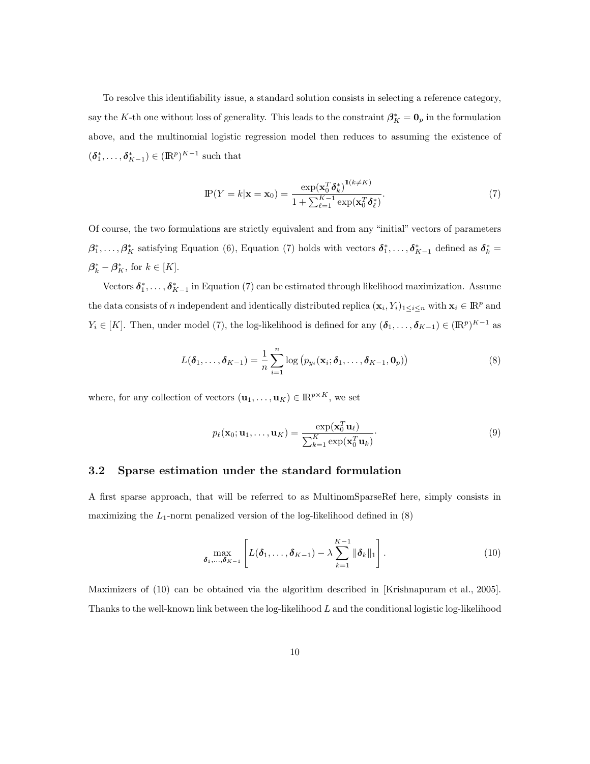To resolve this identifiability issue, a standard solution consists in selecting a reference category, say the $K$-th one without loss of generality. This leads to the constraint $\boldsymbol{\beta}_K^* = \mathbf{0}_p$ in the formulation above, and the multinomial logistic regression model then reduces to assuming the existence of $(\boldsymbol{\delta}_1^*, \ldots, \boldsymbol{\delta}_{K-1}^*) \in (\mathbb{R}^p)^{K-1}$ such that

$$\mathbb{P}(Y = k | \mathbf{x} = \mathbf{x}_0) = \frac{\exp(\mathbf{x}_0^T \boldsymbol{\delta}_k^*)^{\mathbf{1}(k \neq K)}}{1 + \sum_{\ell=1}^{K-1} \exp(\mathbf{x}_0^T \boldsymbol{\delta}_\ell^*)}. \tag{7}$$

Of course, the two formulations are strictly equivalent and from any "initial" vectors of parameters $\boldsymbol{\beta}_1^*, \ldots, \boldsymbol{\beta}_K^*$ satisfying Equation (6), Equation (7) holds with vectors $\boldsymbol{\delta}_1^*, \ldots, \boldsymbol{\delta}_{K-1}^*$ defined as $\boldsymbol{\delta}_k^* = \boldsymbol{\beta}_k^* - \boldsymbol{\beta}_K^*$, for $k \in [K]$.

Vectors $\boldsymbol{\delta}_1^*, \ldots, \boldsymbol{\delta}_{K-1}^*$ in Equation (7) can be estimated through likelihood maximization. Assume the data consists of $n$ independent and identically distributed replica $(\mathbf{x}_i, Y_i)_{1 \leq i \leq n}$ with $\mathbf{x}_i \in \mathbb{R}^p$ and $Y_i \in [K]$. Then, under model (7), the log-likelihood is defined for any $(\boldsymbol{\delta}_1, \ldots, \boldsymbol{\delta}_{K-1}) \in (\mathbb{R}^p)^{K-1}$ as

$$L(\boldsymbol{\delta}_1, \ldots, \boldsymbol{\delta}_{K-1}) = \frac{1}{n} \sum_{i=1}^{n} \log \left( p_{y_i}(\mathbf{x}_i; \boldsymbol{\delta}_1, \ldots, \boldsymbol{\delta}_{K-1}, \mathbf{0}_p) \right) \tag{8}$$

where, for any collection of vectors $(\mathbf{u}_1, \ldots, \mathbf{u}_K) \in \mathbb{R}^{p \times K}$, we set

$$p_\ell(\mathbf{x}_0; \mathbf{u}_1, \ldots, \mathbf{u}_K) = \frac{\exp(\mathbf{x}_0^T \mathbf{u}_\ell)}{\sum_{k=1}^{K} \exp(\mathbf{x}_0^T \mathbf{u}_k)}. \tag{9}$$

### 3.2 Sparse estimation under the standard formulation

A first sparse approach, that will be referred to as MultinomSparseRef here, simply consists in maximizing the $L_1$-norm penalized version of the log-likelihood defined in (8)

$$\max_{\boldsymbol{\delta}_1, \ldots, \boldsymbol{\delta}_{K-1}} \left[ L(\boldsymbol{\delta}_1, \ldots, \boldsymbol{\delta}_{K-1}) - \lambda \sum_{k=1}^{K-1} \|\boldsymbol{\delta}_k\|_1 \right]. \tag{10}$$

Maximizers of (10) can be obtained via the algorithm described in [Krishnapuram et al., 2005]. Thanks to the well-known link between the log-likelihood $L$ and the conditional logistic log-likelihood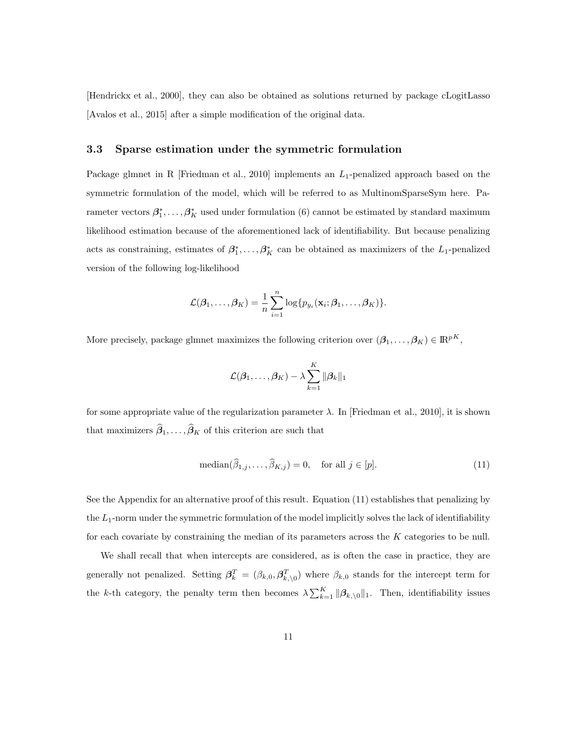[Hendrickx et al., 2000], they can also be obtained as solutions returned by package cLogitLasso [Avalos et al., 2015] after a simple modification of the original data.

### 3.3 Sparse estimation under the symmetric formulation

Package glmnet in R [Friedman et al., 2010] implements an $L_1$-penalized approach based on the symmetric formulation of the model, which will be referred to as MultinomSparseSym here. Parameter vectors $\boldsymbol{\beta}_1^*, \ldots, \boldsymbol{\beta}_K^*$ used under formulation (6) cannot be estimated by standard maximum likelihood estimation because of the aforementioned lack of identifiability. But because penalizing acts as constraining, estimates of $\boldsymbol{\beta}_1^*, \ldots, \boldsymbol{\beta}_K^*$ can be obtained as maximizers of the $L_1$-penalized version of the following log-likelihood

$$\mathcal{L}(\boldsymbol{\beta}_1, \ldots, \boldsymbol{\beta}_K) = \frac{1}{n} \sum_{i=1}^{n} \log\{p_{y_i}(\mathbf{x}_i; \boldsymbol{\beta}_1, \ldots, \boldsymbol{\beta}_K)\}.$$

More precisely, package glmnet maximizes the following criterion over $(\boldsymbol{\beta}_1, \ldots, \boldsymbol{\beta}_K) \in \mathbb{R}^{pK}$,

$$\mathcal{L}(\boldsymbol{\beta}_1, \ldots, \boldsymbol{\beta}_K) - \lambda \sum_{k=1}^{K} \|\boldsymbol{\beta}_k\|_1$$

for some appropriate value of the regularization parameter $\lambda$. In [Friedman et al., 2010], it is shown that maximizers $\widehat{\boldsymbol{\beta}}_1, \ldots, \widehat{\boldsymbol{\beta}}_K$ of this criterion are such that

$$\text{median}(\widehat{\beta}_{1,j}, \ldots, \widehat{\beta}_{K,j}) = 0, \quad \text{for all } j \in [p]. \tag{11}$$

See the Appendix for an alternative proof of this result. Equation (11) establishes that penalizing by the $L_1$-norm under the symmetric formulation of the model implicitly solves the lack of identifiability for each covariate by constraining the median of its parameters across the $K$ categories to be null.

We shall recall that when intercepts are considered, as is often the case in practice, they are generally not penalized. Setting $\boldsymbol{\beta}_k^T = (\beta_{k,0}, \boldsymbol{\beta}_{k,\setminus 0}^T)$ where $\beta_{k,0}$ stands for the intercept term for the $k$-th category, the penalty term then becomes $\lambda \sum_{k=1}^{K} \|\boldsymbol{\beta}_{k,\setminus 0}\|_1$. Then, identifiability issues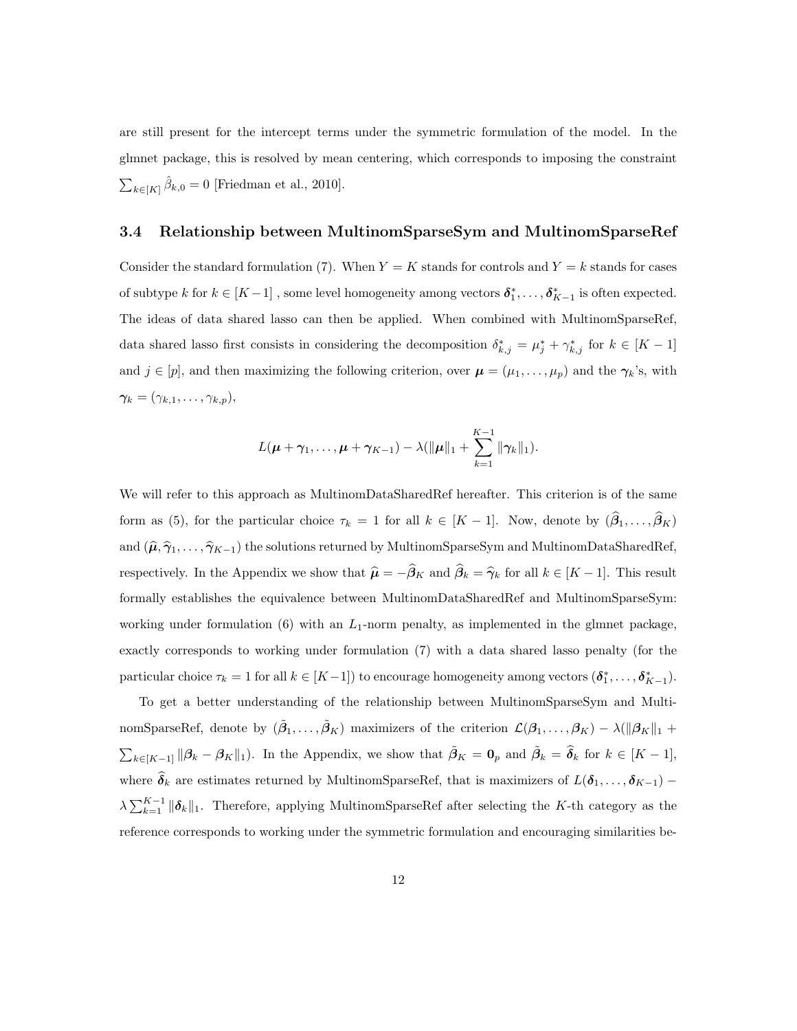are still present for the intercept terms under the symmetric formulation of the model. In the glmnet package, this is resolved by mean centering, which corresponds to imposing the constraint $\sum_{k\in[K]} \hat{\beta}_{k,0} = 0$ [Friedman et al., 2010].

### 3.4 Relationship between MultinomSparseSym and MultinomSparseRef

Consider the standard formulation (7). When $Y = K$ stands for controls and $Y = k$ stands for cases of subtype $k$ for $k \in [K-1]$ , some level homogeneity among vectors $\boldsymbol{\delta}_1^*, \ldots, \boldsymbol{\delta}_{K-1}^*$ is often expected. The ideas of data shared lasso can then be applied. When combined with MultinomSparseRef, data shared lasso first consists in considering the decomposition $\delta_{k,j}^* = \mu_j^* + \gamma_{k,j}^*$ for $k \in [K-1]$ and $j \in [p]$, and then maximizing the following criterion, over $\boldsymbol{\mu} = (\mu_1, \ldots, \mu_p)$ and the $\boldsymbol{\gamma}_k$'s, with $\boldsymbol{\gamma}_k = (\gamma_{k,1}, \ldots, \gamma_{k,p})$,

$$L(\boldsymbol{\mu} + \boldsymbol{\gamma}_1, \ldots, \boldsymbol{\mu} + \boldsymbol{\gamma}_{K-1}) - \lambda(\|\boldsymbol{\mu}\|_1 + \sum_{k=1}^{K-1} \|\boldsymbol{\gamma}_k\|_1).$$

We will refer to this approach as MultinomDataSharedRef hereafter. This criterion is of the same form as (5), for the particular choice $\tau_k = 1$ for all $k \in [K-1]$. Now, denote by $(\widehat{\boldsymbol{\beta}}_1, \ldots, \widehat{\boldsymbol{\beta}}_K)$ and $(\widehat{\boldsymbol{\mu}}, \widehat{\boldsymbol{\gamma}}_1, \ldots, \widehat{\boldsymbol{\gamma}}_{K-1})$ the solutions returned by MultinomSparseSym and MultinomDataSharedRef, respectively. In the Appendix we show that $\widehat{\boldsymbol{\mu}} = -\widehat{\boldsymbol{\beta}}_K$ and $\widehat{\boldsymbol{\beta}}_k = \widehat{\boldsymbol{\gamma}}_k$ for all $k \in [K-1]$. This result formally establishes the equivalence between MultinomDataSharedRef and MultinomSparseSym: working under formulation (6) with an $L_1$-norm penalty, as implemented in the glmnet package, exactly corresponds to working under formulation (7) with a data shared lasso penalty (for the particular choice $\tau_k = 1$ for all $k \in [K-1]$) to encourage homogeneity among vectors $(\boldsymbol{\delta}_1^*, \ldots, \boldsymbol{\delta}_{K-1}^*)$.

To get a better understanding of the relationship between MultinomSparseSym and MultinomSparseRef, denote by $(\tilde{\boldsymbol{\beta}}_1, \ldots, \tilde{\boldsymbol{\beta}}_K)$ maximizers of the criterion $\mathcal{L}(\boldsymbol{\beta}_1, \ldots, \boldsymbol{\beta}_K) - \lambda(\|\boldsymbol{\beta}_K\|_1 + \sum_{k\in[K-1]} \|\boldsymbol{\beta}_k - \boldsymbol{\beta}_K\|_1)$. In the Appendix, we show that $\tilde{\boldsymbol{\beta}}_K = \mathbf{0}_p$ and $\tilde{\boldsymbol{\beta}}_k = \widehat{\boldsymbol{\delta}}_k$ for $k \in [K-1]$, where $\widehat{\boldsymbol{\delta}}_k$ are estimates returned by MultinomSparseRef, that is maximizers of $L(\boldsymbol{\delta}_1, \ldots, \boldsymbol{\delta}_{K-1}) - \lambda \sum_{k=1}^{K-1} \|\boldsymbol{\delta}_k\|_1$. Therefore, applying MultinomSparseRef after selecting the $K$-th category as the reference corresponds to working under the symmetric formulation and encouraging similarities be-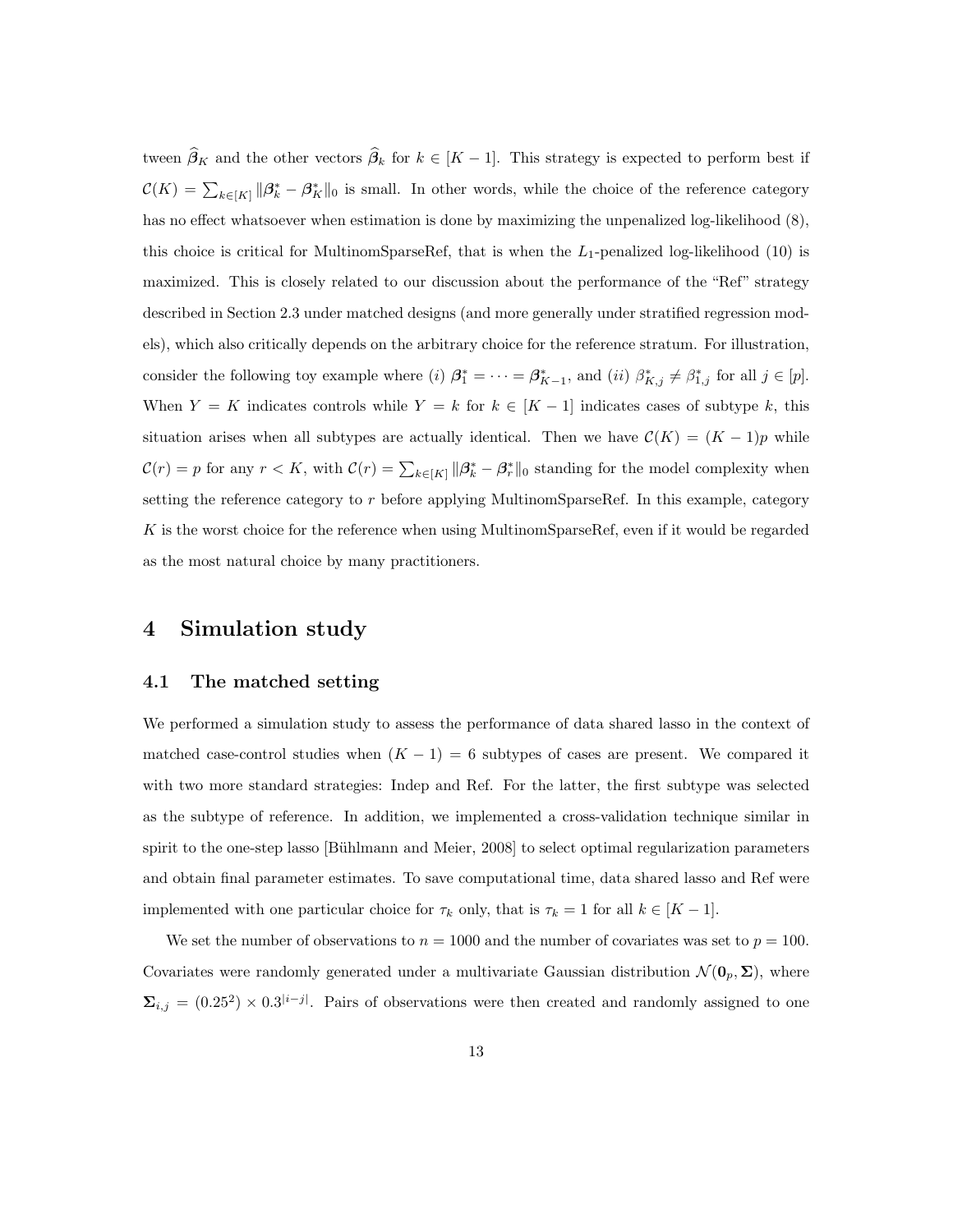tween $\widehat{\boldsymbol{\beta}}_K$ and the other vectors $\widehat{\boldsymbol{\beta}}_k$ for $k \in [K-1]$. This strategy is expected to perform best if $\mathcal{C}(K) = \sum_{k \in [K]} \|\boldsymbol{\beta}^*_k - \boldsymbol{\beta}^*_K\|_0$ is small. In other words, while the choice of the reference category has no effect whatsoever when estimation is done by maximizing the unpenalized log-likelihood (8), this choice is critical for MultinomSparseRef, that is when the $L_1$-penalized log-likelihood (10) is maximized. This is closely related to our discussion about the performance of the "Ref" strategy described in Section 2.3 under matched designs (and more generally under stratified regression models), which also critically depends on the arbitrary choice for the reference stratum. For illustration, consider the following toy example where (*i*) $\boldsymbol{\beta}^*_1 = \cdots = \boldsymbol{\beta}^*_{K-1}$, and (*ii*) $\beta^*_{K,j} \neq \beta^*_{1,j}$ for all $j \in [p]$. When $Y = K$ indicates controls while $Y = k$ for $k \in [K-1]$ indicates cases of subtype $k$, this situation arises when all subtypes are actually identical. Then we have $\mathcal{C}(K) = (K-1)p$ while $\mathcal{C}(r) = p$ for any $r < K$, with $\mathcal{C}(r) = \sum_{k \in [K]} \|\boldsymbol{\beta}^*_k - \boldsymbol{\beta}^*_r\|_0$ standing for the model complexity when setting the reference category to $r$ before applying MultinomSparseRef. In this example, category $K$ is the worst choice for the reference when using MultinomSparseRef, even if it would be regarded as the most natural choice by many practitioners.

# 4 Simulation study

## 4.1 The matched setting

We performed a simulation study to assess the performance of data shared lasso in the context of matched case-control studies when $(K-1) = 6$ subtypes of cases are present. We compared it with two more standard strategies: Indep and Ref. For the latter, the first subtype was selected as the subtype of reference. In addition, we implemented a cross-validation technique similar in spirit to the one-step lasso [Bühlmann and Meier, 2008] to select optimal regularization parameters and obtain final parameter estimates. To save computational time, data shared lasso and Ref were implemented with one particular choice for $\tau_k$ only, that is $\tau_k = 1$ for all $k \in [K-1]$.

We set the number of observations to $n = 1000$ and the number of covariates was set to $p = 100$. Covariates were randomly generated under a multivariate Gaussian distribution $\mathcal{N}(\mathbf{0}_p, \boldsymbol{\Sigma})$, where $\boldsymbol{\Sigma}_{i,j} = (0.25^2) \times 0.3^{|i-j|}$. Pairs of observations were then created and randomly assigned to one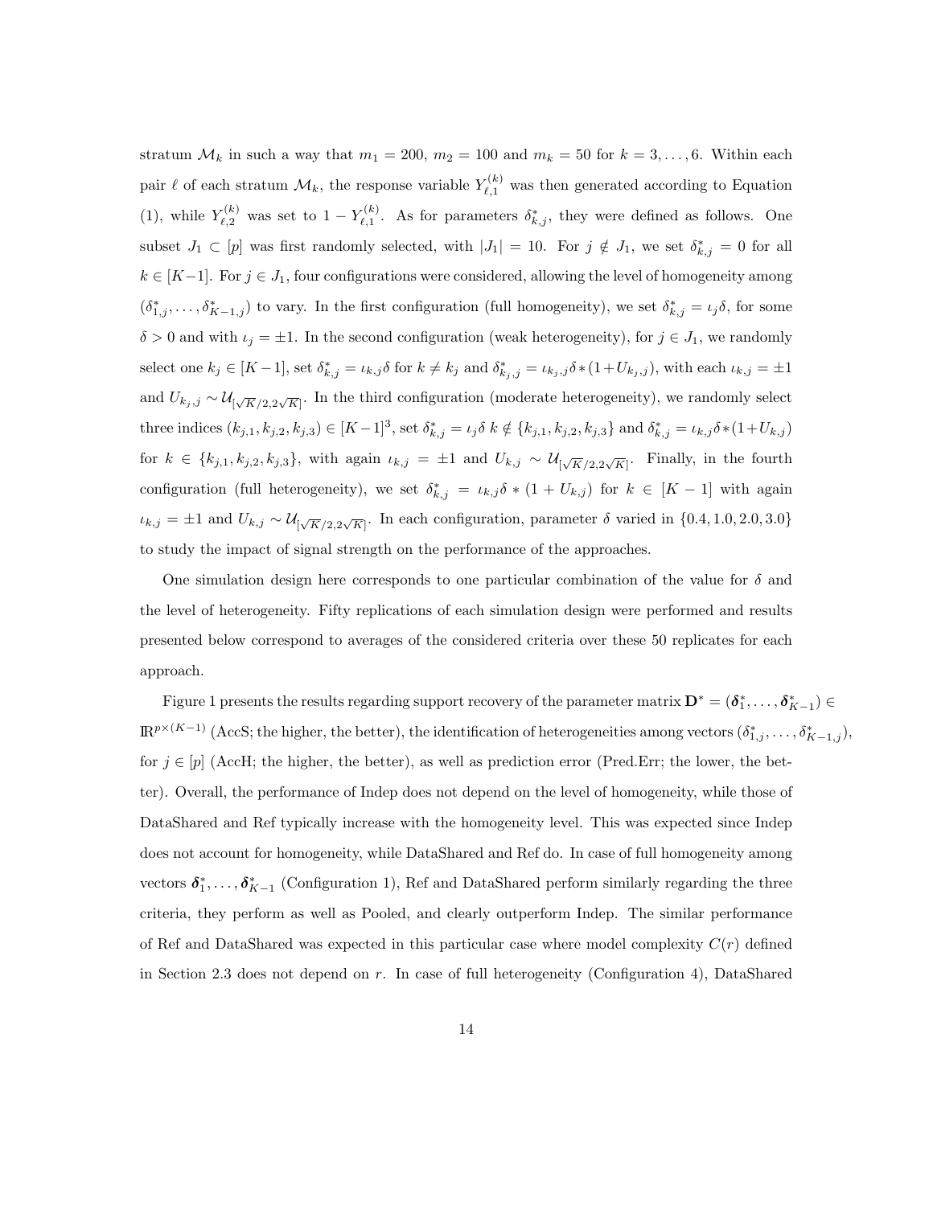stratum $\mathcal{M}_k$ in such a way that $m_1 = 200$, $m_2 = 100$ and $m_k = 50$ for $k = 3, \ldots, 6$. Within each pair $\ell$ of each stratum $\mathcal{M}_k$, the response variable $Y_{\ell,1}^{(k)}$ was then generated according to Equation (1), while $Y_{\ell,2}^{(k)}$ was set to $1 - Y_{\ell,1}^{(k)}$. As for parameters $\delta_{k,j}^*$, they were defined as follows. One subset $J_1 \subset [p]$ was first randomly selected, with $|J_1| = 10$. For $j \notin J_1$, we set $\delta_{k,j}^* = 0$ for all $k \in [K-1]$. For $j \in J_1$, four configurations were considered, allowing the level of homogeneity among $(\delta_{1,j}^*, \ldots, \delta_{K-1,j}^*)$ to vary. In the first configuration (full homogeneity), we set $\delta_{k,j}^* = \iota_j \delta$, for some $\delta > 0$ and with $\iota_j = \pm 1$. In the second configuration (weak heterogeneity), for $j \in J_1$, we randomly select one $k_j \in [K-1]$, set $\delta_{k,j}^* = \iota_{k,j}\delta$ for $k \neq k_j$ and $\delta_{k_j,j}^* = \iota_{k_j,j}\delta * (1 + U_{k_j,j})$, with each $\iota_{k,j} = \pm 1$ and $U_{k_j,j} \sim \mathcal{U}_{[\sqrt{K}/2, 2\sqrt{K}]}$. In the third configuration (moderate heterogeneity), we randomly select three indices $(k_{j,1}, k_{j,2}, k_{j,3}) \in [K-1]^3$, set $\delta_{k,j}^* = \iota_j \delta$ $k \notin \{k_{j,1}, k_{j,2}, k_{j,3}\}$ and $\delta_{k,j}^* = \iota_{k,j}\delta * (1 + U_{k,j})$ for $k \in \{k_{j,1}, k_{j,2}, k_{j,3}\}$, with again $\iota_{k,j} = \pm 1$ and $U_{k,j} \sim \mathcal{U}_{[\sqrt{K}/2, 2\sqrt{K}]}$. Finally, in the fourth configuration (full heterogeneity), we set $\delta_{k,j}^* = \iota_{k,j}\delta * (1 + U_{k,j})$ for $k \in [K-1]$ with again $\iota_{k,j} = \pm 1$ and $U_{k,j} \sim \mathcal{U}_{[\sqrt{K}/2, 2\sqrt{K}]}$. In each configuration, parameter $\delta$ varied in $\{0.4, 1.0, 2.0, 3.0\}$ to study the impact of signal strength on the performance of the approaches.

One simulation design here corresponds to one particular combination of the value for $\delta$ and the level of heterogeneity. Fifty replications of each simulation design were performed and results presented below correspond to averages of the considered criteria over these 50 replicates for each approach.

Figure 1 presents the results regarding support recovery of the parameter matrix $\mathbf{D}^* = (\boldsymbol{\delta}_1^*, \ldots, \boldsymbol{\delta}_{K-1}^*) \in \mathbb{R}^{p \times (K-1)}$ (AccS; the higher, the better), the identification of heterogeneities among vectors $(\delta_{1,j}^*, \ldots, \delta_{K-1,j}^*)$, for $j \in [p]$ (AccH; the higher, the better), as well as prediction error (Pred.Err; the lower, the better). Overall, the performance of Indep does not depend on the level of homogeneity, while those of DataShared and Ref typically increase with the homogeneity level. This was expected since Indep does not account for homogeneity, while DataShared and Ref do. In case of full homogeneity among vectors $\boldsymbol{\delta}_1^*, \ldots, \boldsymbol{\delta}_{K-1}^*$ (Configuration 1), Ref and DataShared perform similarly regarding the three criteria, they perform as well as Pooled, and clearly outperform Indep. The similar performance of Ref and DataShared was expected in this particular case where model complexity $C(r)$ defined in Section 2.3 does not depend on $r$. In case of full heterogeneity (Configuration 4), DataShared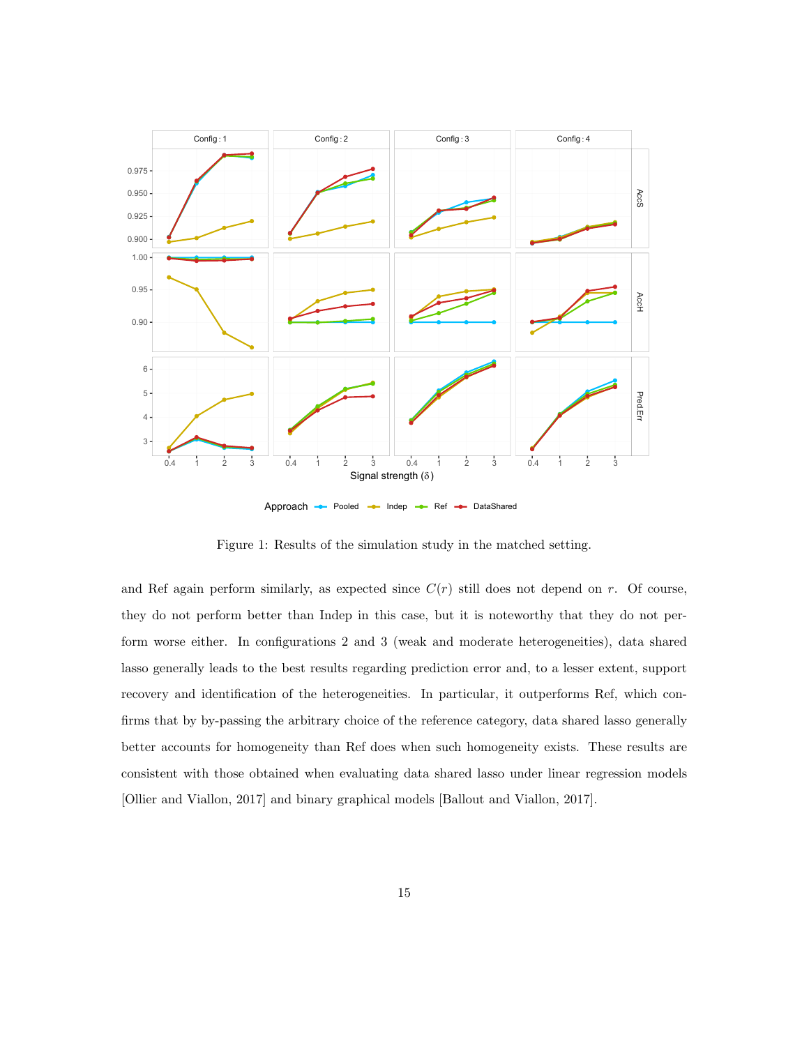Figure 1: Results of the simulation study in the matched setting.

and Ref again perform similarly, as expected since $C(r)$ still does not depend on $r$. Of course, they do not perform better than Indep in this case, but it is noteworthy that they do not perform worse either. In configurations 2 and 3 (weak and moderate heterogeneities), data shared lasso generally leads to the best results regarding prediction error and, to a lesser extent, support recovery and identification of the heterogeneities. In particular, it outperforms Ref, which confirms that by by-passing the arbitrary choice of the reference category, data shared lasso generally better accounts for homogeneity than Ref does when such homogeneity exists. These results are consistent with those obtained when evaluating data shared lasso under linear regression models [Ollier and Viallon, 2017] and binary graphical models [Ballout and Viallon, 2017].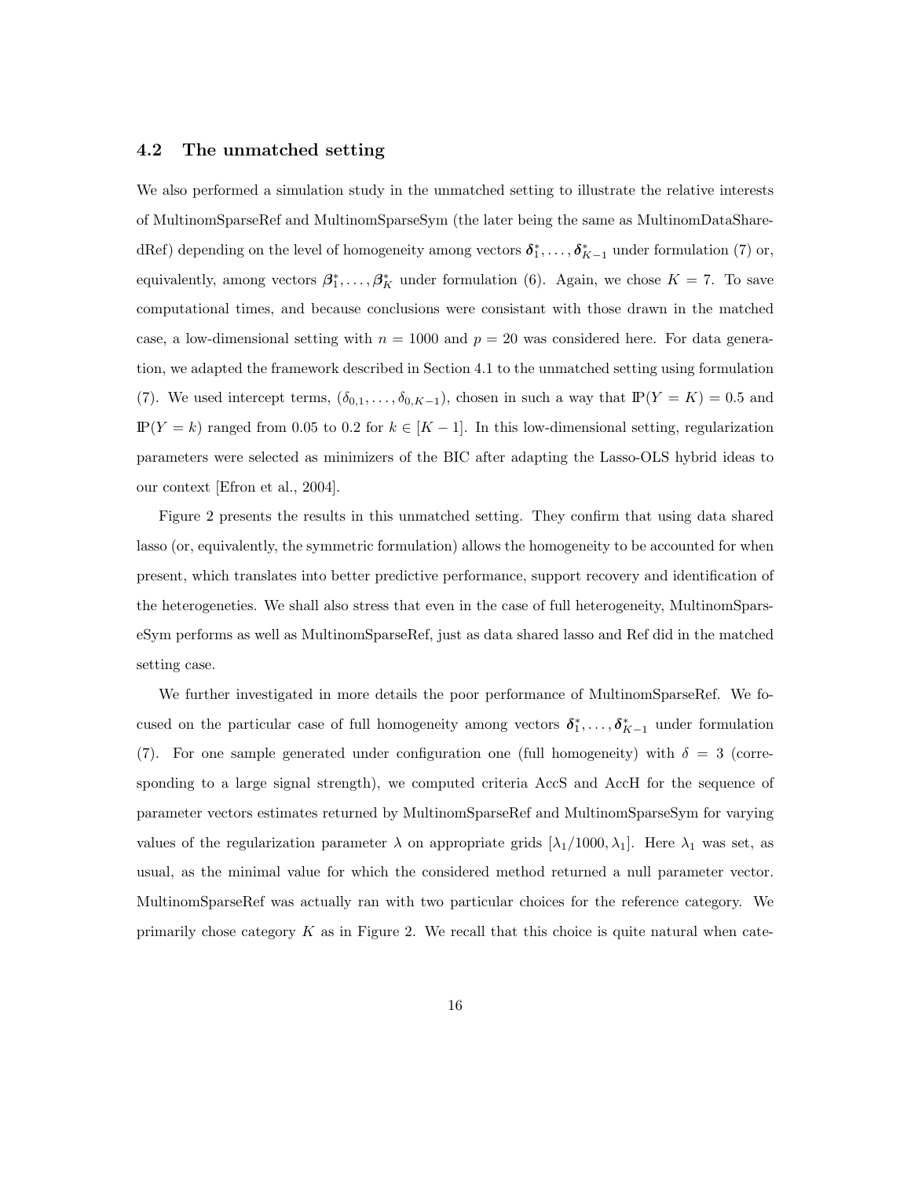### 4.2 The unmatched setting

We also performed a simulation study in the unmatched setting to illustrate the relative interests of MultinomSparseRef and MultinomSparseSym (the later being the same as MultinomDataSharedRef) depending on the level of homogeneity among vectors $\boldsymbol{\delta}_1^*, \ldots, \boldsymbol{\delta}_{K-1}^*$ under formulation (7) or, equivalently, among vectors $\boldsymbol{\beta}_1^*, \ldots, \boldsymbol{\beta}_K^*$ under formulation (6). Again, we chose $K = 7$. To save computational times, and because conclusions were consistant with those drawn in the matched case, a low-dimensional setting with $n = 1000$ and $p = 20$ was considered here. For data generation, we adapted the framework described in Section 4.1 to the unmatched setting using formulation (7). We used intercept terms, $(\delta_{0,1}, \ldots, \delta_{0,K-1})$, chosen in such a way that $\mathbb{P}(Y = K) = 0.5$ and $\mathbb{P}(Y = k)$ ranged from 0.05 to 0.2 for $k \in [K - 1]$. In this low-dimensional setting, regularization parameters were selected as minimizers of the BIC after adapting the Lasso-OLS hybrid ideas to our context [Efron et al., 2004].

Figure 2 presents the results in this unmatched setting. They confirm that using data shared lasso (or, equivalently, the symmetric formulation) allows the homogeneity to be accounted for when present, which translates into better predictive performance, support recovery and identification of the heterogeneties. We shall also stress that even in the case of full heterogeneity, MultinomSparseSym performs as well as MultinomSparseRef, just as data shared lasso and Ref did in the matched setting case.

We further investigated in more details the poor performance of MultinomSparseRef. We focused on the particular case of full homogeneity among vectors $\boldsymbol{\delta}_1^*, \ldots, \boldsymbol{\delta}_{K-1}^*$ under formulation (7). For one sample generated under configuration one (full homogeneity) with $\delta = 3$ (corresponding to a large signal strength), we computed criteria AccS and AccH for the sequence of parameter vectors estimates returned by MultinomSparseRef and MultinomSparseSym for varying values of the regularization parameter $\lambda$ on appropriate grids $[\lambda_1/1000, \lambda_1]$. Here $\lambda_1$ was set, as usual, as the minimal value for which the considered method returned a null parameter vector. MultinomSparseRef was actually ran with two particular choices for the reference category. We primarily chose category $K$ as in Figure 2. We recall that this choice is quite natural when cate-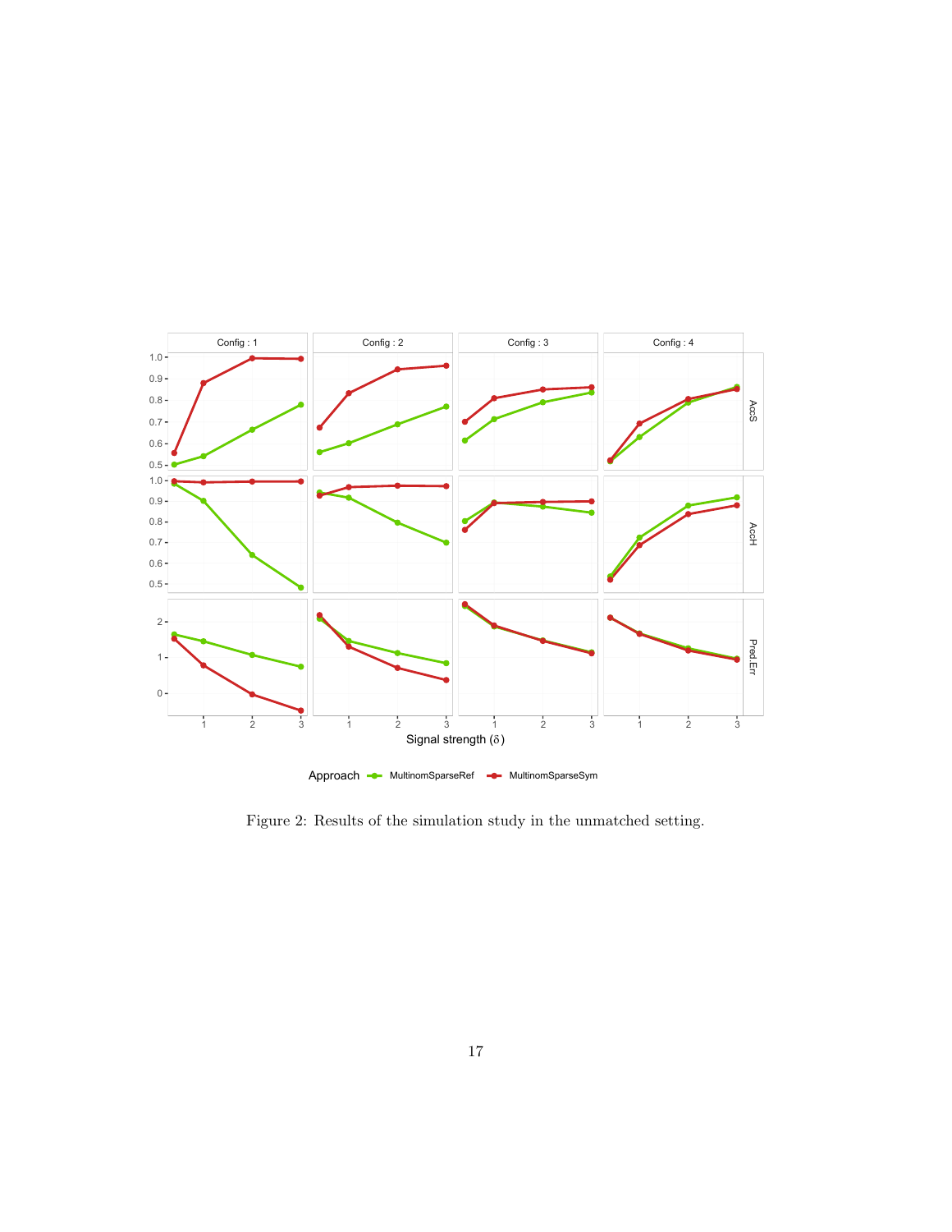Figure 2: Results of the simulation study in the unmatched setting.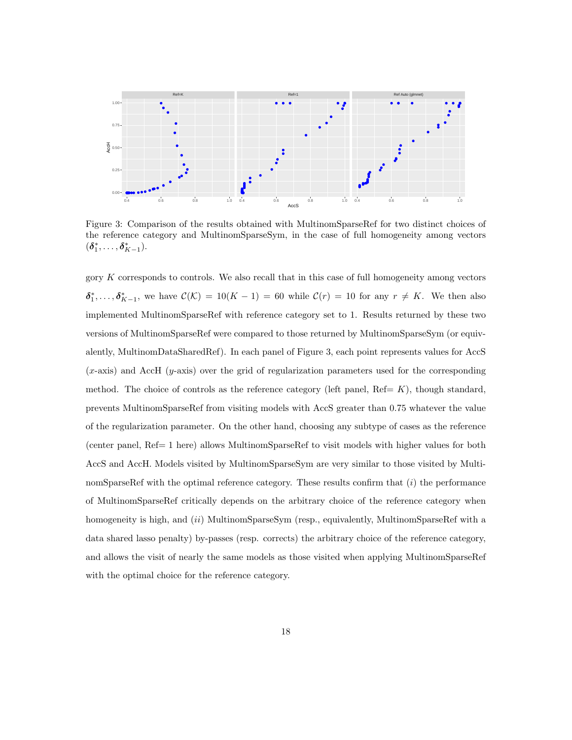Figure 3: Comparison of the results obtained with MultinomSparseRef for two distinct choices of the reference category and MultinomSparseSym, in the case of full homogeneity among vectors $(\boldsymbol{\delta}_1^*, \dots, \boldsymbol{\delta}_{K-1}^*)$.

gory $K$ corresponds to controls. We also recall that in this case of full homogeneity among vectors $\boldsymbol{\delta}_1^*, \dots, \boldsymbol{\delta}_{K-1}^*$, we have $\mathcal{C}(\mathcal{K}) = 10(K-1) = 60$ while $\mathcal{C}(r) = 10$ for any $r \neq K$. We then also implemented MultinomSparseRef with reference category set to 1. Results returned by these two versions of MultinomSparseRef were compared to those returned by MultinomSparseSym (or equivalently, MultinomDataSharedRef). In each panel of Figure 3, each point represents values for AccS ($x$-axis) and AccH ($y$-axis) over the grid of regularization parameters used for the corresponding method. The choice of controls as the reference category (left panel, Ref$= K$), though standard, prevents MultinomSparseRef from visiting models with AccS greater than 0.75 whatever the value of the regularization parameter. On the other hand, choosing any subtype of cases as the reference (center panel, Ref$= 1$ here) allows MultinomSparseRef to visit models with higher values for both AccS and AccH. Models visited by MultinomSparseSym are very similar to those visited by MultinomSparseRef with the optimal reference category. These results confirm that ($i$) the performance of MultinomSparseRef critically depends on the arbitrary choice of the reference category when homogeneity is high, and ($ii$) MultinomSparseSym (resp., equivalently, MultinomSparseRef with a data shared lasso penalty) by-passes (resp. corrects) the arbitrary choice of the reference category, and allows the visit of nearly the same models as those visited when applying MultinomSparseRef with the optimal choice for the reference category.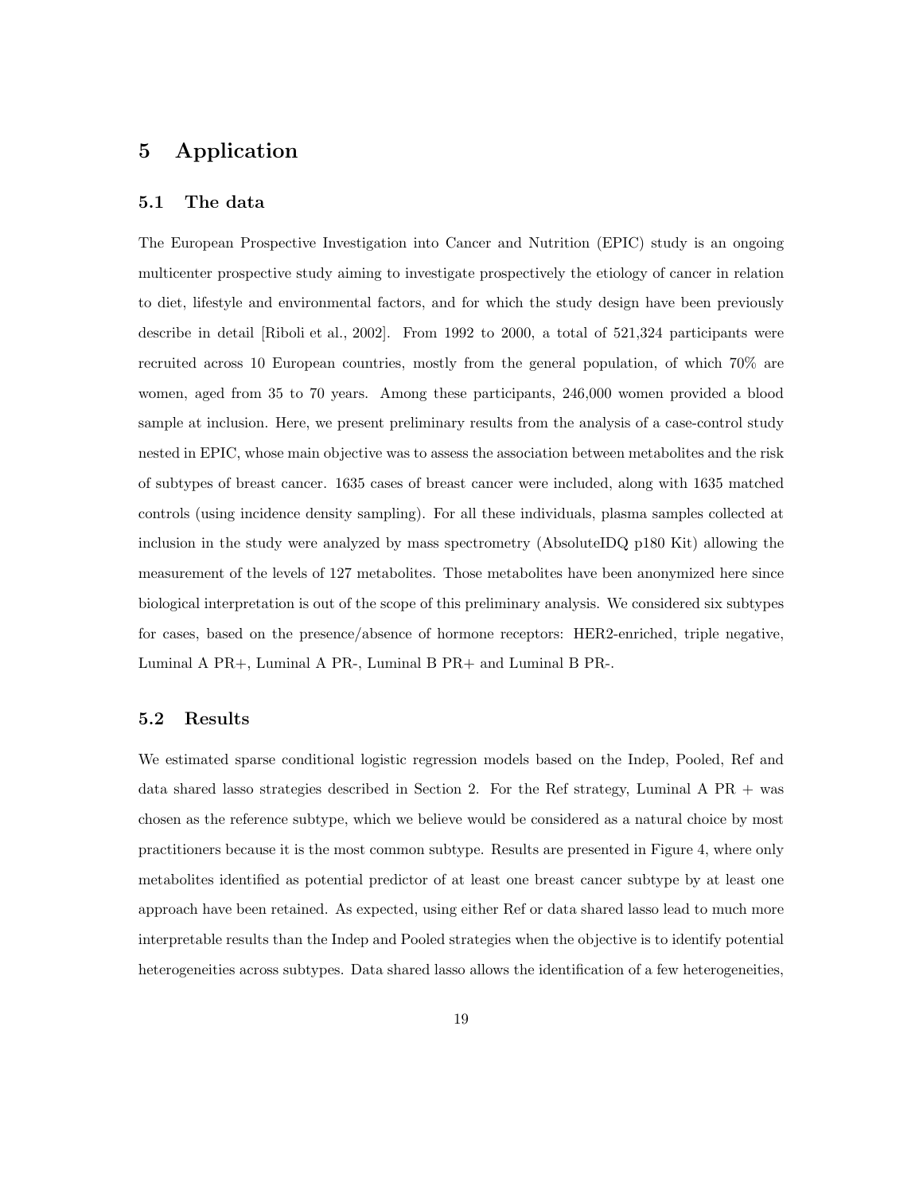# 5 Application

## 5.1 The data

The European Prospective Investigation into Cancer and Nutrition (EPIC) study is an ongoing multicenter prospective study aiming to investigate prospectively the etiology of cancer in relation to diet, lifestyle and environmental factors, and for which the study design have been previously describe in detail [Riboli et al., 2002]. From 1992 to 2000, a total of 521,324 participants were recruited across 10 European countries, mostly from the general population, of which 70% are women, aged from 35 to 70 years. Among these participants, 246,000 women provided a blood sample at inclusion. Here, we present preliminary results from the analysis of a case-control study nested in EPIC, whose main objective was to assess the association between metabolites and the risk of subtypes of breast cancer. 1635 cases of breast cancer were included, along with 1635 matched controls (using incidence density sampling). For all these individuals, plasma samples collected at inclusion in the study were analyzed by mass spectrometry (AbsoluteIDQ p180 Kit) allowing the measurement of the levels of 127 metabolites. Those metabolites have been anonymized here since biological interpretation is out of the scope of this preliminary analysis. We considered six subtypes for cases, based on the presence/absence of hormone receptors: HER2-enriched, triple negative, Luminal A PR+, Luminal A PR-, Luminal B PR+ and Luminal B PR-.

## 5.2 Results

We estimated sparse conditional logistic regression models based on the Indep, Pooled, Ref and data shared lasso strategies described in Section 2. For the Ref strategy, Luminal A PR + was chosen as the reference subtype, which we believe would be considered as a natural choice by most practitioners because it is the most common subtype. Results are presented in Figure 4, where only metabolites identified as potential predictor of at least one breast cancer subtype by at least one approach have been retained. As expected, using either Ref or data shared lasso lead to much more interpretable results than the Indep and Pooled strategies when the objective is to identify potential heterogeneities across subtypes. Data shared lasso allows the identification of a few heterogeneities,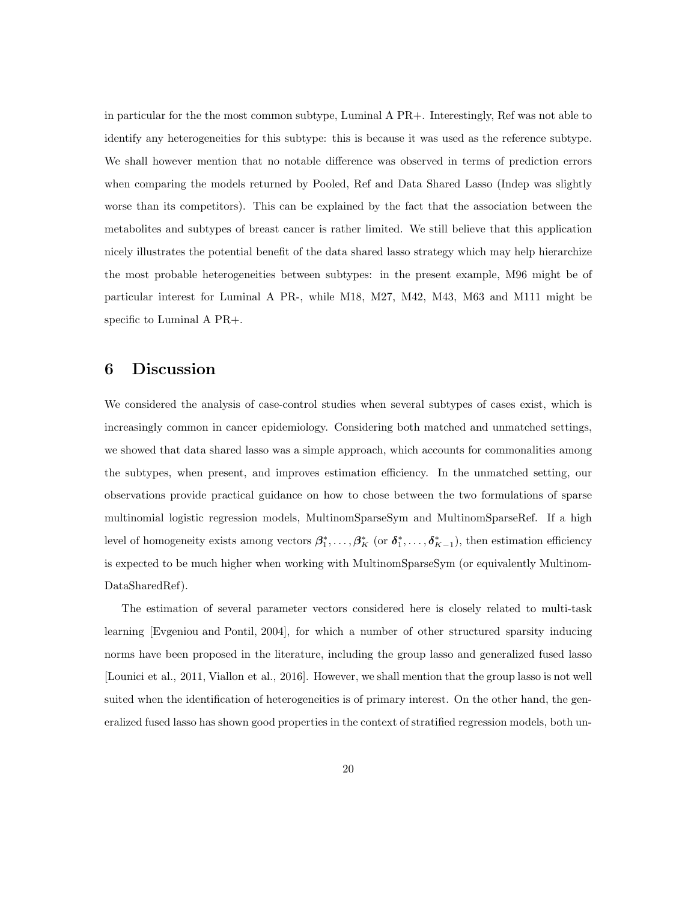in particular for the the most common subtype, Luminal A PR+. Interestingly, Ref was not able to identify any heterogeneities for this subtype: this is because it was used as the reference subtype. We shall however mention that no notable difference was observed in terms of prediction errors when comparing the models returned by Pooled, Ref and Data Shared Lasso (Indep was slightly worse than its competitors). This can be explained by the fact that the association between the metabolites and subtypes of breast cancer is rather limited. We still believe that this application nicely illustrates the potential benefit of the data shared lasso strategy which may help hierarchize the most probable heterogeneities between subtypes: in the present example, M96 might be of particular interest for Luminal A PR-, while M18, M27, M42, M43, M63 and M111 might be specific to Luminal A PR+.

# 6 Discussion

We considered the analysis of case-control studies when several subtypes of cases exist, which is increasingly common in cancer epidemiology. Considering both matched and unmatched settings, we showed that data shared lasso was a simple approach, which accounts for commonalities among the subtypes, when present, and improves estimation efficiency. In the unmatched setting, our observations provide practical guidance on how to chose between the two formulations of sparse multinomial logistic regression models, MultinomSparseSym and MultinomSparseRef. If a high level of homogeneity exists among vectors $\boldsymbol{\beta}_1^*, \ldots, \boldsymbol{\beta}_K^*$ (or $\boldsymbol{\delta}_1^*, \ldots, \boldsymbol{\delta}_{K-1}^*$), then estimation efficiency is expected to be much higher when working with MultinomSparseSym (or equivalently MultinomDataSharedRef).

The estimation of several parameter vectors considered here is closely related to multi-task learning [Evgeniou and Pontil, 2004], for which a number of other structured sparsity inducing norms have been proposed in the literature, including the group lasso and generalized fused lasso [Lounici et al., 2011, Viallon et al., 2016]. However, we shall mention that the group lasso is not well suited when the identification of heterogeneities is of primary interest. On the other hand, the generalized fused lasso has shown good properties in the context of stratified regression models, both un-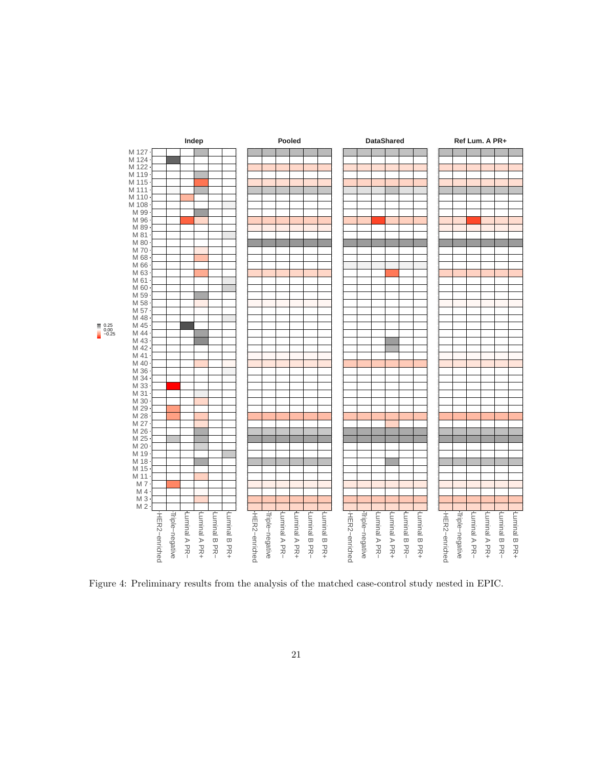Figure 4: Preliminary results from the analysis of the matched case-control study nested in EPIC.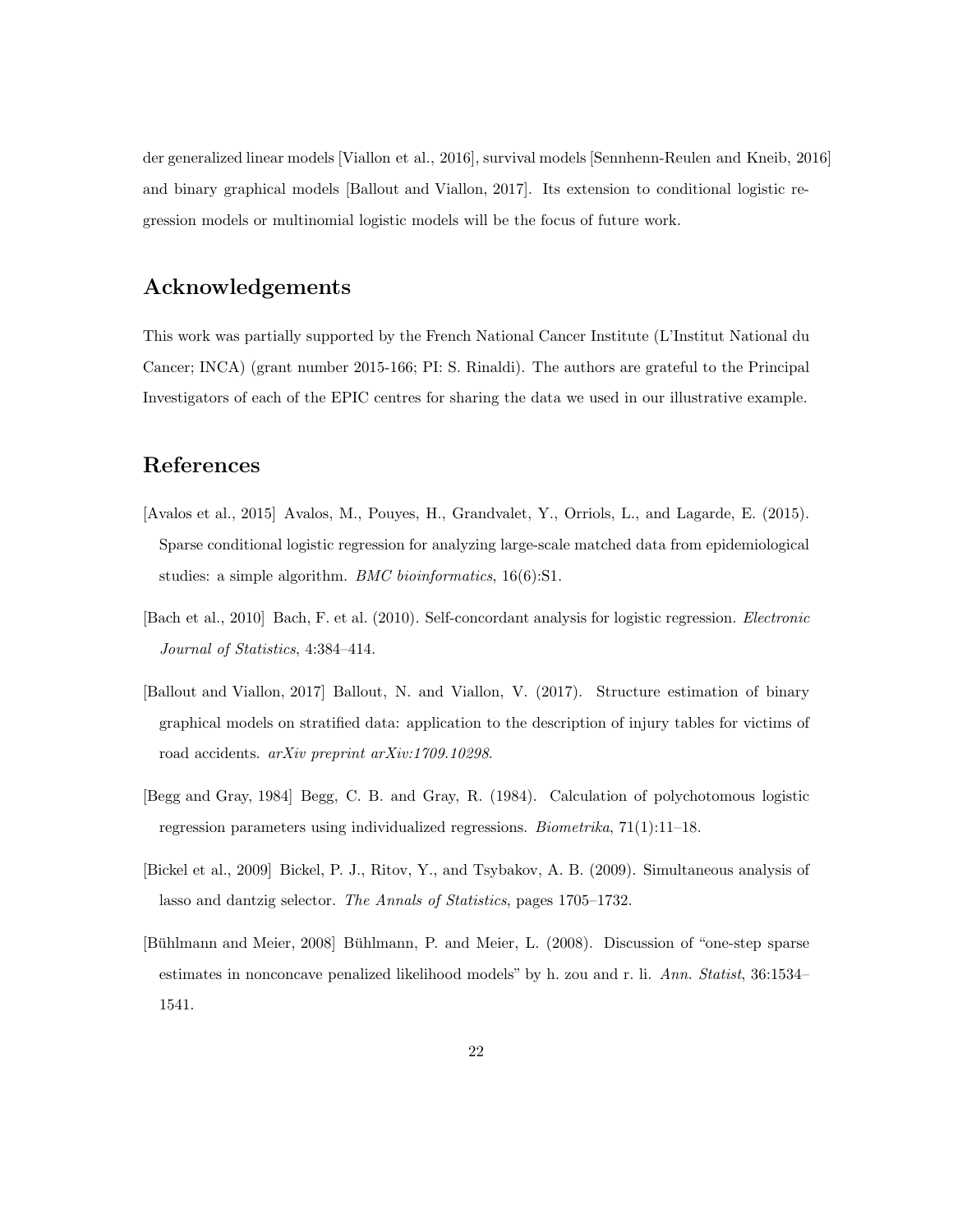der generalized linear models [Viallon et al., 2016], survival models [Sennhenn-Reulen and Kneib, 2016] and binary graphical models [Ballout and Viallon, 2017]. Its extension to conditional logistic regression models or multinomial logistic models will be the focus of future work.

## Acknowledgements

This work was partially supported by the French National Cancer Institute (L'Institut National du Cancer; INCA) (grant number 2015-166; PI: S. Rinaldi). The authors are grateful to the Principal Investigators of each of the EPIC centres for sharing the data we used in our illustrative example.

## References

[Avalos et al., 2015] Avalos, M., Pouyes, H., Grandvalet, Y., Orriols, L., and Lagarde, E. (2015). Sparse conditional logistic regression for analyzing large-scale matched data from epidemiological studies: a simple algorithm. *BMC bioinformatics*, 16(6):S1.

[Bach et al., 2010] Bach, F. et al. (2010). Self-concordant analysis for logistic regression. *Electronic Journal of Statistics*, 4:384–414.

[Ballout and Viallon, 2017] Ballout, N. and Viallon, V. (2017). Structure estimation of binary graphical models on stratified data: application to the description of injury tables for victims of road accidents. *arXiv preprint arXiv:1709.10298*.

[Begg and Gray, 1984] Begg, C. B. and Gray, R. (1984). Calculation of polychotomous logistic regression parameters using individualized regressions. *Biometrika*, 71(1):11–18.

[Bickel et al., 2009] Bickel, P. J., Ritov, Y., and Tsybakov, A. B. (2009). Simultaneous analysis of lasso and dantzig selector. *The Annals of Statistics*, pages 1705–1732.

[Bühlmann and Meier, 2008] Bühlmann, P. and Meier, L. (2008). Discussion of "one-step sparse estimates in nonconcave penalized likelihood models" by h. zou and r. li. *Ann. Statist*, 36:1534–1541.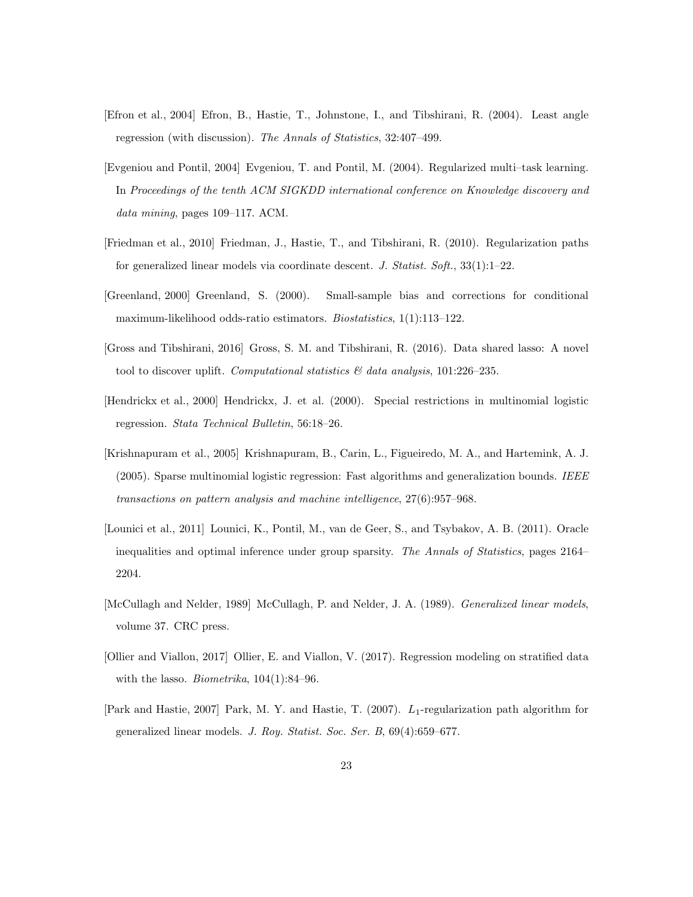[Efron et al., 2004] Efron, B., Hastie, T., Johnstone, I., and Tibshirani, R. (2004). Least angle regression (with discussion). *The Annals of Statistics*, 32:407–499.

[Evgeniou and Pontil, 2004] Evgeniou, T. and Pontil, M. (2004). Regularized multi–task learning. In *Proceedings of the tenth ACM SIGKDD international conference on Knowledge discovery and data mining*, pages 109–117. ACM.

[Friedman et al., 2010] Friedman, J., Hastie, T., and Tibshirani, R. (2010). Regularization paths for generalized linear models via coordinate descent. *J. Statist. Soft.*, 33(1):1–22.

[Greenland, 2000] Greenland, S. (2000). Small-sample bias and corrections for conditional maximum-likelihood odds-ratio estimators. *Biostatistics*, 1(1):113–122.

[Gross and Tibshirani, 2016] Gross, S. M. and Tibshirani, R. (2016). Data shared lasso: A novel tool to discover uplift. *Computational statistics & data analysis*, 101:226–235.

[Hendrickx et al., 2000] Hendrickx, J. et al. (2000). Special restrictions in multinomial logistic regression. *Stata Technical Bulletin*, 56:18–26.

[Krishnapuram et al., 2005] Krishnapuram, B., Carin, L., Figueiredo, M. A., and Hartemink, A. J. (2005). Sparse multinomial logistic regression: Fast algorithms and generalization bounds. *IEEE transactions on pattern analysis and machine intelligence*, 27(6):957–968.

[Lounici et al., 2011] Lounici, K., Pontil, M., van de Geer, S., and Tsybakov, A. B. (2011). Oracle inequalities and optimal inference under group sparsity. *The Annals of Statistics*, pages 2164–2204.

[McCullagh and Nelder, 1989] McCullagh, P. and Nelder, J. A. (1989). *Generalized linear models*, volume 37. CRC press.

[Ollier and Viallon, 2017] Ollier, E. and Viallon, V. (2017). Regression modeling on stratified data with the lasso. *Biometrika*, 104(1):84–96.

[Park and Hastie, 2007] Park, M. Y. and Hastie, T. (2007). $L_1$-regularization path algorithm for generalized linear models. *J. Roy. Statist. Soc. Ser. B*, 69(4):659–677.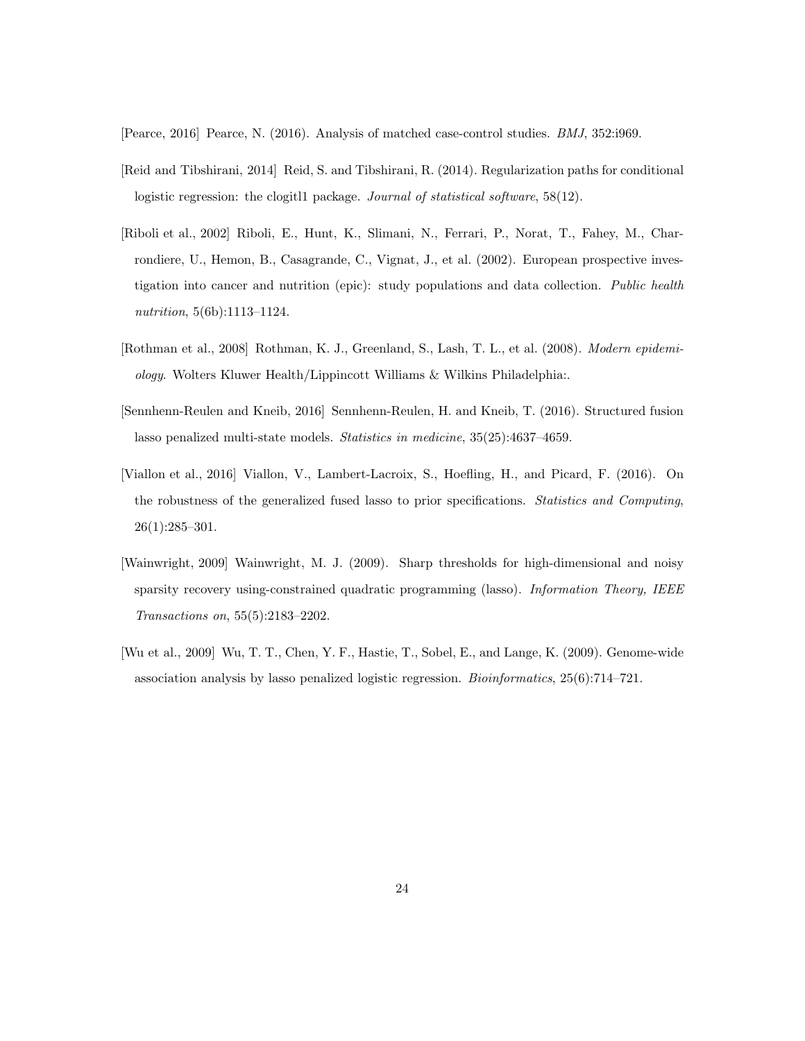[Pearce, 2016] Pearce, N. (2016). Analysis of matched case-control studies. *BMJ*, 352:i969.

[Reid and Tibshirani, 2014] Reid, S. and Tibshirani, R. (2014). Regularization paths for conditional logistic regression: the clogitl1 package. *Journal of statistical software*, 58(12).

[Riboli et al., 2002] Riboli, E., Hunt, K., Slimani, N., Ferrari, P., Norat, T., Fahey, M., Charrondiere, U., Hemon, B., Casagrande, C., Vignat, J., et al. (2002). European prospective investigation into cancer and nutrition (epic): study populations and data collection. *Public health nutrition*, 5(6b):1113–1124.

[Rothman et al., 2008] Rothman, K. J., Greenland, S., Lash, T. L., et al. (2008). *Modern epidemiology*. Wolters Kluwer Health/Lippincott Williams & Wilkins Philadelphia:.

[Sennhenn-Reulen and Kneib, 2016] Sennhenn-Reulen, H. and Kneib, T. (2016). Structured fusion lasso penalized multi-state models. *Statistics in medicine*, 35(25):4637–4659.

[Viallon et al., 2016] Viallon, V., Lambert-Lacroix, S., Hoefling, H., and Picard, F. (2016). On the robustness of the generalized fused lasso to prior specifications. *Statistics and Computing*, 26(1):285–301.

[Wainwright, 2009] Wainwright, M. J. (2009). Sharp thresholds for high-dimensional and noisy sparsity recovery using-constrained quadratic programming (lasso). *Information Theory, IEEE Transactions on*, 55(5):2183–2202.

[Wu et al., 2009] Wu, T. T., Chen, Y. F., Hastie, T., Sobel, E., and Lange, K. (2009). Genome-wide association analysis by lasso penalized logistic regression. *Bioinformatics*, 25(6):714–721.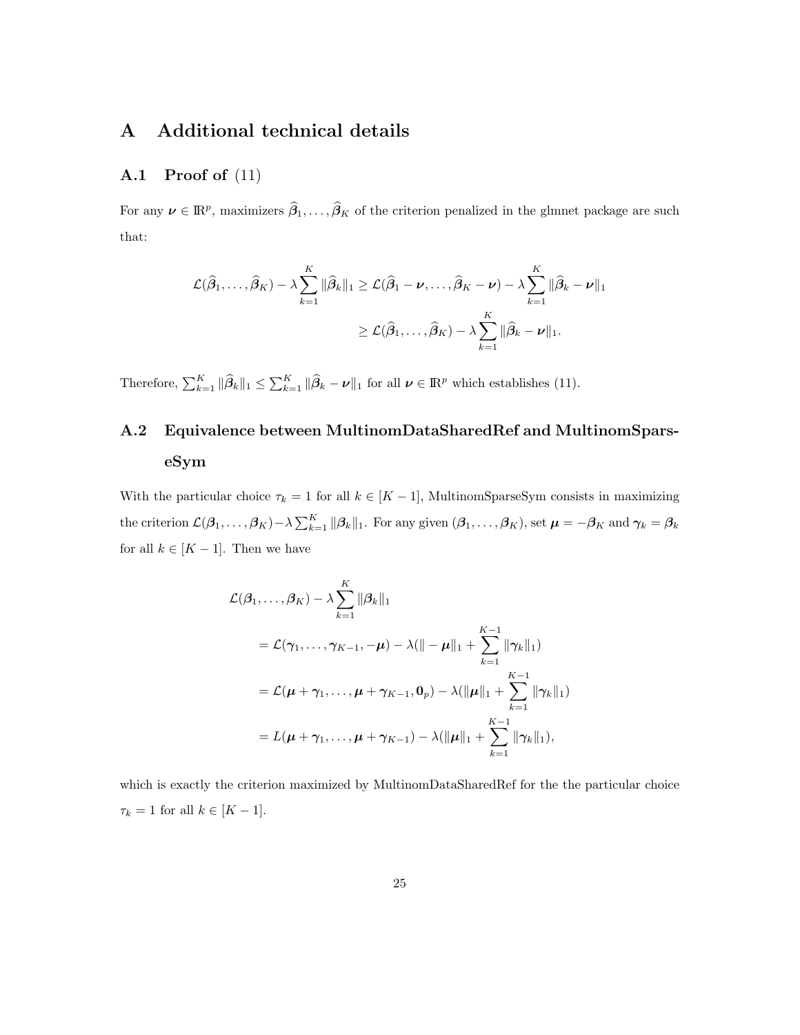# A Additional technical details

## A.1 Proof of (11)

For any $\boldsymbol{\nu} \in \mathbb{R}^p$, maximizers $\widehat{\boldsymbol{\beta}}_1, \ldots, \widehat{\boldsymbol{\beta}}_K$ of the criterion penalized in the glmnet package are such that:

$$
\begin{aligned}
\mathcal{L}(\widehat{\boldsymbol{\beta}}_1, \ldots, \widehat{\boldsymbol{\beta}}_K) - \lambda \sum_{k=1}^{K} \|\widehat{\boldsymbol{\beta}}_k\|_1 &\geq \mathcal{L}(\widehat{\boldsymbol{\beta}}_1 - \boldsymbol{\nu}, \ldots, \widehat{\boldsymbol{\beta}}_K - \boldsymbol{\nu}) - \lambda \sum_{k=1}^{K} \|\widehat{\boldsymbol{\beta}}_k - \boldsymbol{\nu}\|_1 \\
&\geq \mathcal{L}(\widehat{\boldsymbol{\beta}}_1, \ldots, \widehat{\boldsymbol{\beta}}_K) - \lambda \sum_{k=1}^{K} \|\widehat{\boldsymbol{\beta}}_k - \boldsymbol{\nu}\|_1.
\end{aligned}
$$

Therefore, $\sum_{k=1}^{K} \|\widehat{\boldsymbol{\beta}}_k\|_1 \leq \sum_{k=1}^{K} \|\widehat{\boldsymbol{\beta}}_k - \boldsymbol{\nu}\|_1$ for all $\boldsymbol{\nu} \in \mathbb{R}^p$ which establishes (11).

## A.2 Equivalence between MultinomDataSharedRef and MultinomSparseSym

With the particular choice $\tau_k = 1$ for all $k \in [K-1]$, MultinomSparseSym consists in maximizing the criterion $\mathcal{L}(\boldsymbol{\beta}_1, \ldots, \boldsymbol{\beta}_K) - \lambda \sum_{k=1}^{K} \|\boldsymbol{\beta}_k\|_1$. For any given $(\boldsymbol{\beta}_1, \ldots, \boldsymbol{\beta}_K)$, set $\boldsymbol{\mu} = -\boldsymbol{\beta}_K$ and $\boldsymbol{\gamma}_k = \boldsymbol{\beta}_k$ for all $k \in [K-1]$. Then we have

$$
\begin{aligned}
&\mathcal{L}(\boldsymbol{\beta}_1, \ldots, \boldsymbol{\beta}_K) - \lambda \sum_{k=1}^{K} \|\boldsymbol{\beta}_k\|_1 \\
&\quad = \mathcal{L}(\boldsymbol{\gamma}_1, \ldots, \boldsymbol{\gamma}_{K-1}, -\boldsymbol{\mu}) - \lambda(\| - \boldsymbol{\mu}\|_1 + \sum_{k=1}^{K-1} \|\boldsymbol{\gamma}_k\|_1) \\
&\quad = \mathcal{L}(\boldsymbol{\mu} + \boldsymbol{\gamma}_1, \ldots, \boldsymbol{\mu} + \boldsymbol{\gamma}_{K-1}, \mathbf{0}_p) - \lambda(\|\boldsymbol{\mu}\|_1 + \sum_{k=1}^{K-1} \|\boldsymbol{\gamma}_k\|_1) \\
&\quad = L(\boldsymbol{\mu} + \boldsymbol{\gamma}_1, \ldots, \boldsymbol{\mu} + \boldsymbol{\gamma}_{K-1}) - \lambda(\|\boldsymbol{\mu}\|_1 + \sum_{k=1}^{K-1} \|\boldsymbol{\gamma}_k\|_1),
\end{aligned}
$$

which is exactly the criterion maximized by MultinomDataSharedRef for the the particular choice $\tau_k = 1$ for all $k \in [K-1]$.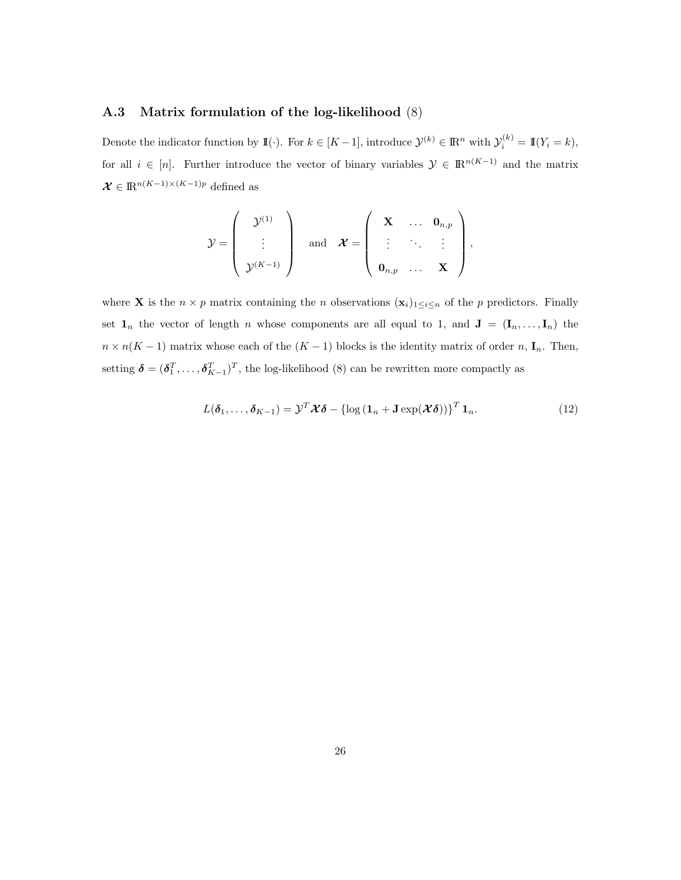### A.3 Matrix formulation of the log-likelihood (8)

Denote the indicator function by $\mathbb{1}(\cdot)$. For $k \in [K-1]$, introduce $\mathcal{Y}^{(k)} \in \mathbb{R}^n$ with $\mathcal{Y}_i^{(k)} = \mathbb{1}(Y_i = k)$, for all $i \in [n]$. Further introduce the vector of binary variables $\mathcal{Y} \in \mathbb{R}^{n(K-1)}$ and the matrix $\boldsymbol{\mathcal{X}} \in \mathbb{R}^{n(K-1)\times(K-1)p}$ defined as

$$\mathcal{Y} = \begin{pmatrix} \mathcal{Y}^{(1)} \\ \vdots \\ \mathcal{Y}^{(K-1)} \end{pmatrix} \quad \text{and} \quad \boldsymbol{\mathcal{X}} = \begin{pmatrix} \mathbf{X} & \dots & \mathbf{0}_{n,p} \\ \vdots & \ddots & \vdots \\ \mathbf{0}_{n,p} & \dots & \mathbf{X} \end{pmatrix},$$

where $\mathbf{X}$ is the $n \times p$ matrix containing the $n$ observations $(\mathbf{x}_i)_{1\leq i\leq n}$ of the $p$ predictors. Finally set $\mathbf{1}_n$ the vector of length $n$ whose components are all equal to 1, and $\mathbf{J} = (\mathbf{I}_n, \dots, \mathbf{I}_n)$ the $n \times n(K-1)$ matrix whose each of the $(K-1)$ blocks is the identity matrix of order $n$, $\mathbf{I}_n$. Then, setting $\boldsymbol{\delta} = (\boldsymbol{\delta}_1^T, \dots, \boldsymbol{\delta}_{K-1}^T)^T$, the log-likelihood (8) can be rewritten more compactly as

$$L(\boldsymbol{\delta}_1, \dots, \boldsymbol{\delta}_{K-1}) = \mathcal{Y}^T \boldsymbol{\mathcal{X}} \boldsymbol{\delta} - \left\{\log\left(\mathbf{1}_n + \mathbf{J}\exp(\boldsymbol{\mathcal{X}}\boldsymbol{\delta})\right)\right\}^T \mathbf{1}_n. \tag{12}$$